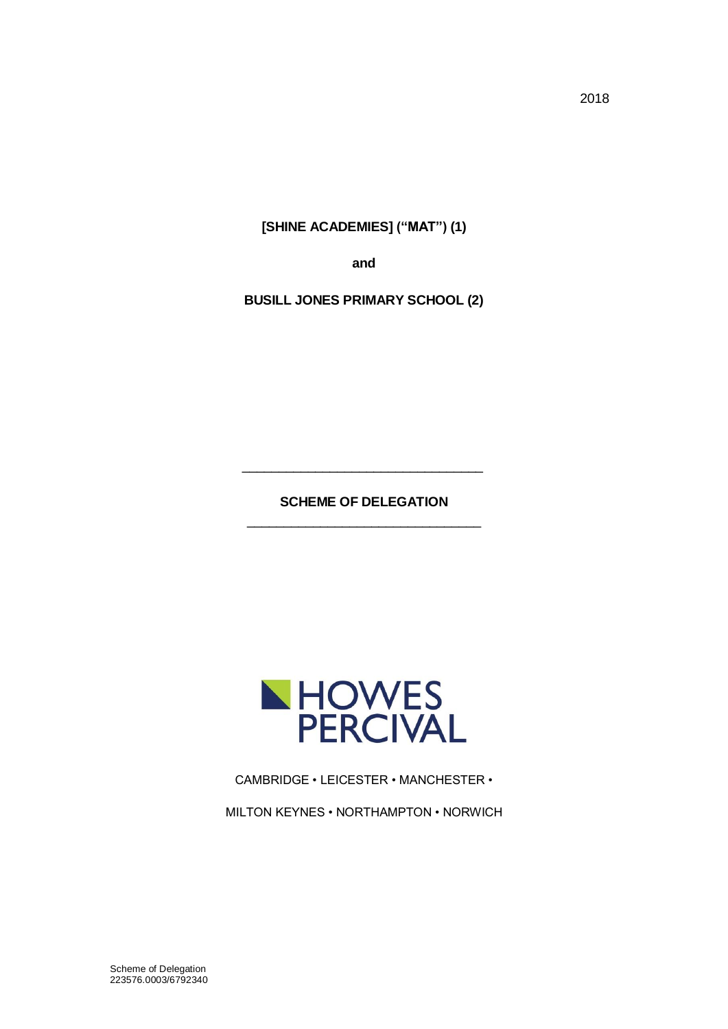2018

**[SHINE ACADEMIES] ("MAT") (1)**

**and**

**BUSILL JONES PRIMARY SCHOOL (2)**

---

# SCHEME OF DELEGATION

---

HOWES PERCIVAL

CAMBRIDGE • LEICESTER • MANCHESTER •

MILTON KEYNES • NORTHAMPTON • NORWICH

Scheme of Delegation
223576.0003/6792340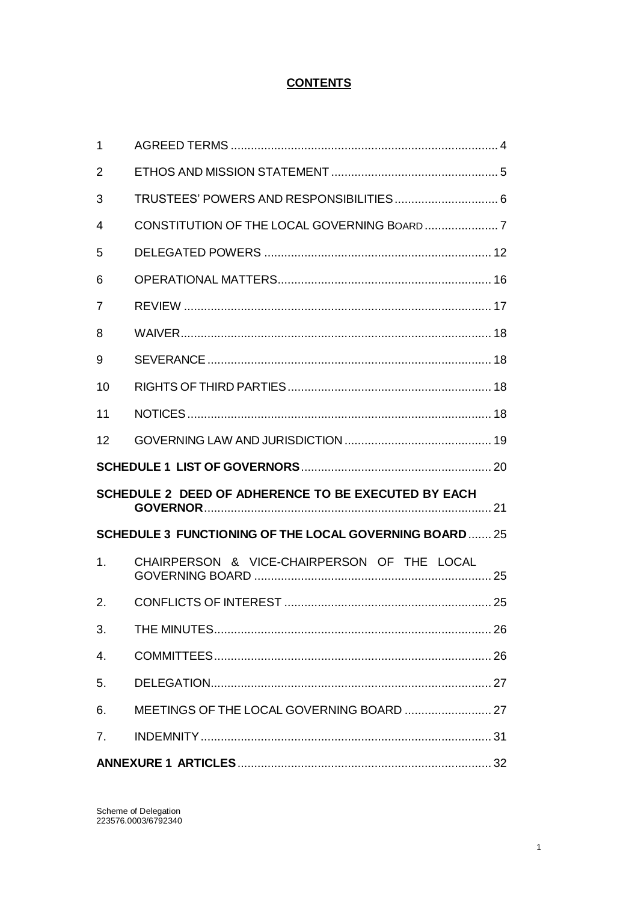# CONTENTS

| | | |
|---|---|---|
| 1 | AGREED TERMS | 4 |
| 2 | ETHOS AND MISSION STATEMENT | 5 |
| 3 | TRUSTEES' POWERS AND RESPONSIBILITIES | 6 |
| 4 | CONSTITUTION OF THE LOCAL GOVERNING BOARD | 7 |
| 5 | DELEGATED POWERS | 12 |
| 6 | OPERATIONAL MATTERS | 16 |
| 7 | REVIEW | 17 |
| 8 | WAIVER | 18 |
| 9 | SEVERANCE | 18 |
| 10 | RIGHTS OF THIRD PARTIES | 18 |
| 11 | NOTICES | 18 |
| 12 | GOVERNING LAW AND JURISDICTION | 19 |
| **SCHEDULE 1 LIST OF GOVERNORS** | | 20 |
| **SCHEDULE 2 DEED OF ADHERENCE TO BE EXECUTED BY EACH GOVERNOR** | | 21 |
| **SCHEDULE 3 FUNCTIONING OF THE LOCAL GOVERNING BOARD** | | 25 |
| 1. | CHAIRPERSON & VICE-CHAIRPERSON OF THE LOCAL GOVERNING BOARD | 25 |
| 2. | CONFLICTS OF INTEREST | 25 |
| 3. | THE MINUTES | 26 |
| 4. | COMMITTEES | 26 |
| 5. | DELEGATION | 27 |
| 6. | MEETINGS OF THE LOCAL GOVERNING BOARD | 27 |
| 7. | INDEMNITY | 31 |
| **ANNEXURE 1 ARTICLES** | | 32 |

Scheme of Delegation
223576.0003/6792340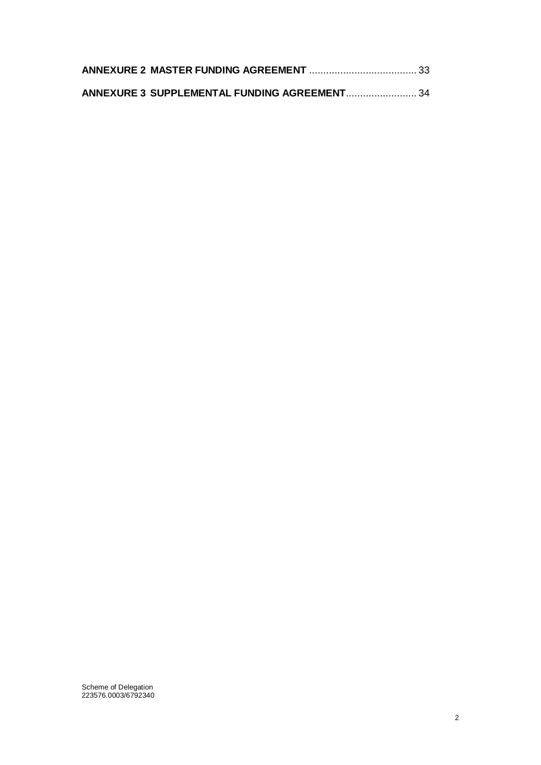**ANNEXURE 2 MASTER FUNDING AGREEMENT** ...................................... 33

**ANNEXURE 3 SUPPLEMENTAL FUNDING AGREEMENT**......................... 34

Scheme of Delegation
223576.0003/6792340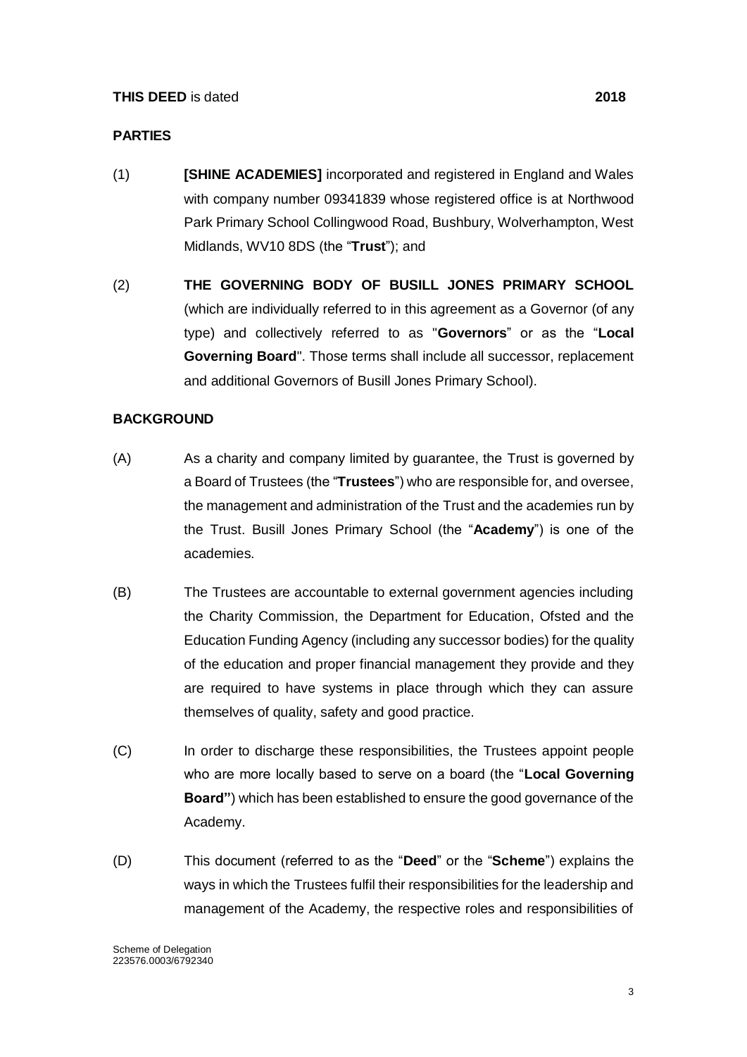**THIS DEED** is dated **2018**

**PARTIES**

(1) **[SHINE ACADEMIES]** incorporated and registered in England and Wales with company number 09341839 whose registered office is at Northwood Park Primary School Collingwood Road, Bushbury, Wolverhampton, West Midlands, WV10 8DS (the "**Trust**"); and

(2) **THE GOVERNING BODY OF BUSILL JONES PRIMARY SCHOOL** (which are individually referred to in this agreement as a Governor (of any type) and collectively referred to as "**Governors**" or as the "**Local Governing Board**". Those terms shall include all successor, replacement and additional Governors of Busill Jones Primary School).

**BACKGROUND**

(A) As a charity and company limited by guarantee, the Trust is governed by a Board of Trustees (the "**Trustees**") who are responsible for, and oversee, the management and administration of the Trust and the academies run by the Trust. Busill Jones Primary School (the "**Academy**") is one of the academies.

(B) The Trustees are accountable to external government agencies including the Charity Commission, the Department for Education, Ofsted and the Education Funding Agency (including any successor bodies) for the quality of the education and proper financial management they provide and they are required to have systems in place through which they can assure themselves of quality, safety and good practice.

(C) In order to discharge these responsibilities, the Trustees appoint people who are more locally based to serve on a board (the "**Local Governing Board"**) which has been established to ensure the good governance of the Academy.

(D) This document (referred to as the "**Deed**" or the "**Scheme**") explains the ways in which the Trustees fulfil their responsibilities for the leadership and management of the Academy, the respective roles and responsibilities of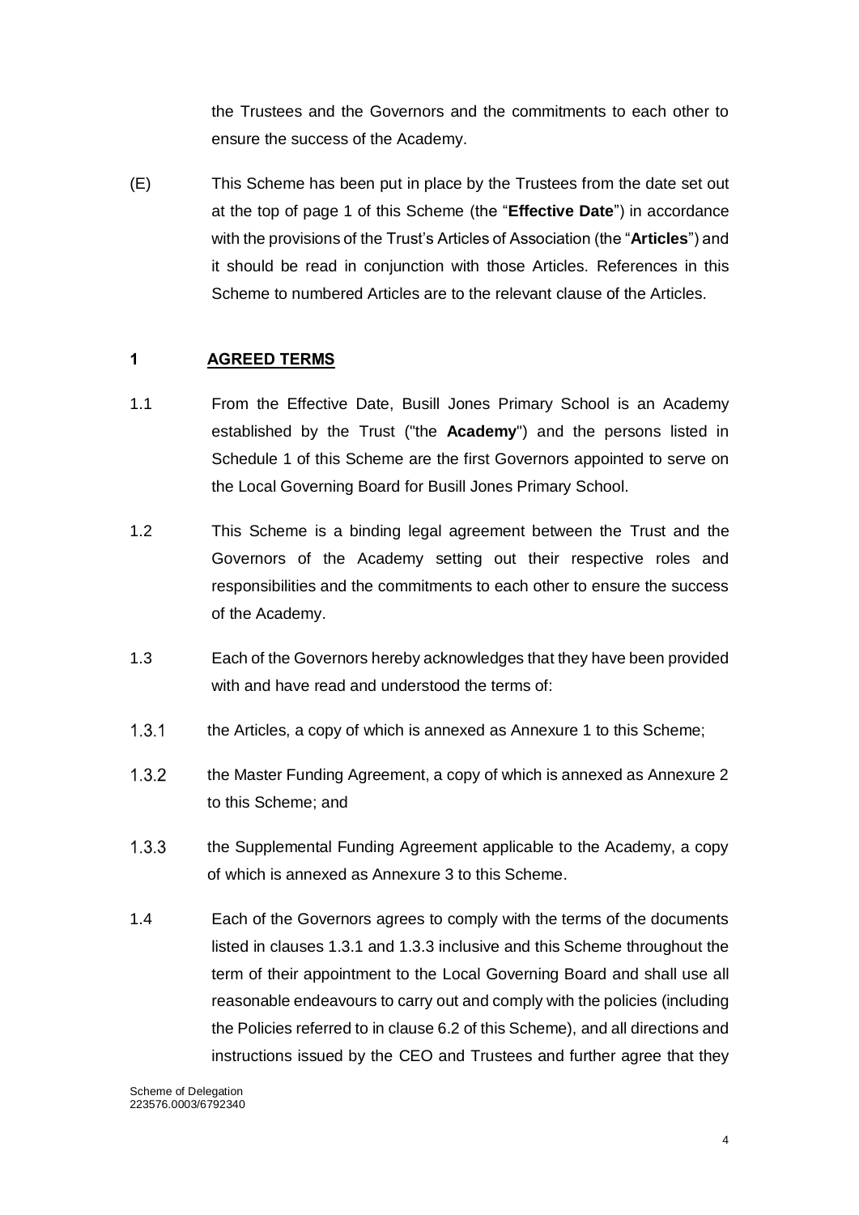the Trustees and the Governors and the commitments to each other to ensure the success of the Academy.

(E) This Scheme has been put in place by the Trustees from the date set out at the top of page 1 of this Scheme (the "**Effective Date**") in accordance with the provisions of the Trust's Articles of Association (the "**Articles**") and it should be read in conjunction with those Articles. References in this Scheme to numbered Articles are to the relevant clause of the Articles.

## 1 AGREED TERMS

1.1 From the Effective Date, Busill Jones Primary School is an Academy established by the Trust ("the **Academy**") and the persons listed in Schedule 1 of this Scheme are the first Governors appointed to serve on the Local Governing Board for Busill Jones Primary School.

1.2 This Scheme is a binding legal agreement between the Trust and the Governors of the Academy setting out their respective roles and responsibilities and the commitments to each other to ensure the success of the Academy.

1.3 Each of the Governors hereby acknowledges that they have been provided with and have read and understood the terms of:

1.3.1 the Articles, a copy of which is annexed as Annexure 1 to this Scheme;

1.3.2 the Master Funding Agreement, a copy of which is annexed as Annexure 2 to this Scheme; and

1.3.3 the Supplemental Funding Agreement applicable to the Academy, a copy of which is annexed as Annexure 3 to this Scheme.

1.4 Each of the Governors agrees to comply with the terms of the documents listed in clauses 1.3.1 and 1.3.3 inclusive and this Scheme throughout the term of their appointment to the Local Governing Board and shall use all reasonable endeavours to carry out and comply with the policies (including the Policies referred to in clause 6.2 of this Scheme), and all directions and instructions issued by the CEO and Trustees and further agree that they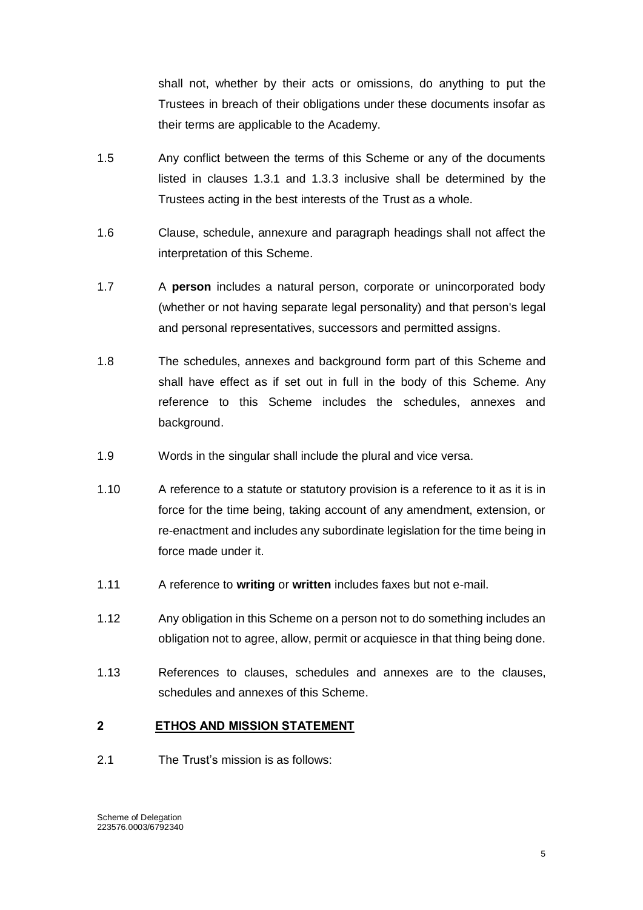shall not, whether by their acts or omissions, do anything to put the Trustees in breach of their obligations under these documents insofar as their terms are applicable to the Academy.

1.5 Any conflict between the terms of this Scheme or any of the documents listed in clauses 1.3.1 and 1.3.3 inclusive shall be determined by the Trustees acting in the best interests of the Trust as a whole.

1.6 Clause, schedule, annexure and paragraph headings shall not affect the interpretation of this Scheme.

1.7 A **person** includes a natural person, corporate or unincorporated body (whether or not having separate legal personality) and that person's legal and personal representatives, successors and permitted assigns.

1.8 The schedules, annexes and background form part of this Scheme and shall have effect as if set out in full in the body of this Scheme. Any reference to this Scheme includes the schedules, annexes and background.

1.9 Words in the singular shall include the plural and vice versa.

1.10 A reference to a statute or statutory provision is a reference to it as it is in force for the time being, taking account of any amendment, extension, or re-enactment and includes any subordinate legislation for the time being in force made under it.

1.11 A reference to **writing** or **written** includes faxes but not e-mail.

1.12 Any obligation in this Scheme on a person not to do something includes an obligation not to agree, allow, permit or acquiesce in that thing being done.

1.13 References to clauses, schedules and annexes are to the clauses, schedules and annexes of this Scheme.

## 2 ETHOS AND MISSION STATEMENT

2.1 The Trust's mission is as follows: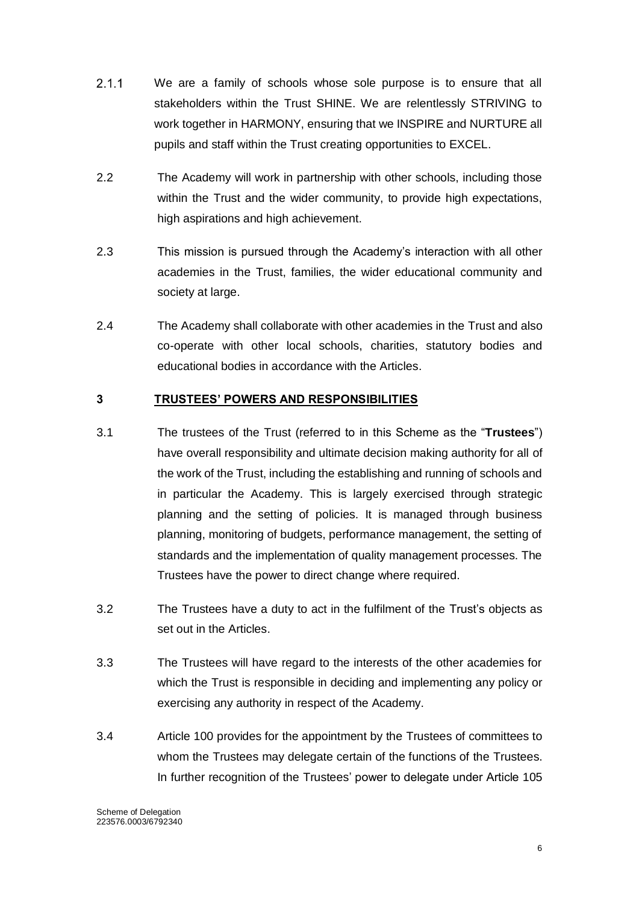2.1.1 We are a family of schools whose sole purpose is to ensure that all stakeholders within the Trust SHINE. We are relentlessly STRIVING to work together in HARMONY, ensuring that we INSPIRE and NURTURE all pupils and staff within the Trust creating opportunities to EXCEL.

2.2 The Academy will work in partnership with other schools, including those within the Trust and the wider community, to provide high expectations, high aspirations and high achievement.

2.3 This mission is pursued through the Academy's interaction with all other academies in the Trust, families, the wider educational community and society at large.

2.4 The Academy shall collaborate with other academies in the Trust and also co-operate with other local schools, charities, statutory bodies and educational bodies in accordance with the Articles.

## 3 TRUSTEES' POWERS AND RESPONSIBILITIES

3.1 The trustees of the Trust (referred to in this Scheme as the "**Trustees**") have overall responsibility and ultimate decision making authority for all of the work of the Trust, including the establishing and running of schools and in particular the Academy. This is largely exercised through strategic planning and the setting of policies. It is managed through business planning, monitoring of budgets, performance management, the setting of standards and the implementation of quality management processes. The Trustees have the power to direct change where required.

3.2 The Trustees have a duty to act in the fulfilment of the Trust's objects as set out in the Articles.

3.3 The Trustees will have regard to the interests of the other academies for which the Trust is responsible in deciding and implementing any policy or exercising any authority in respect of the Academy.

3.4 Article 100 provides for the appointment by the Trustees of committees to whom the Trustees may delegate certain of the functions of the Trustees. In further recognition of the Trustees' power to delegate under Article 105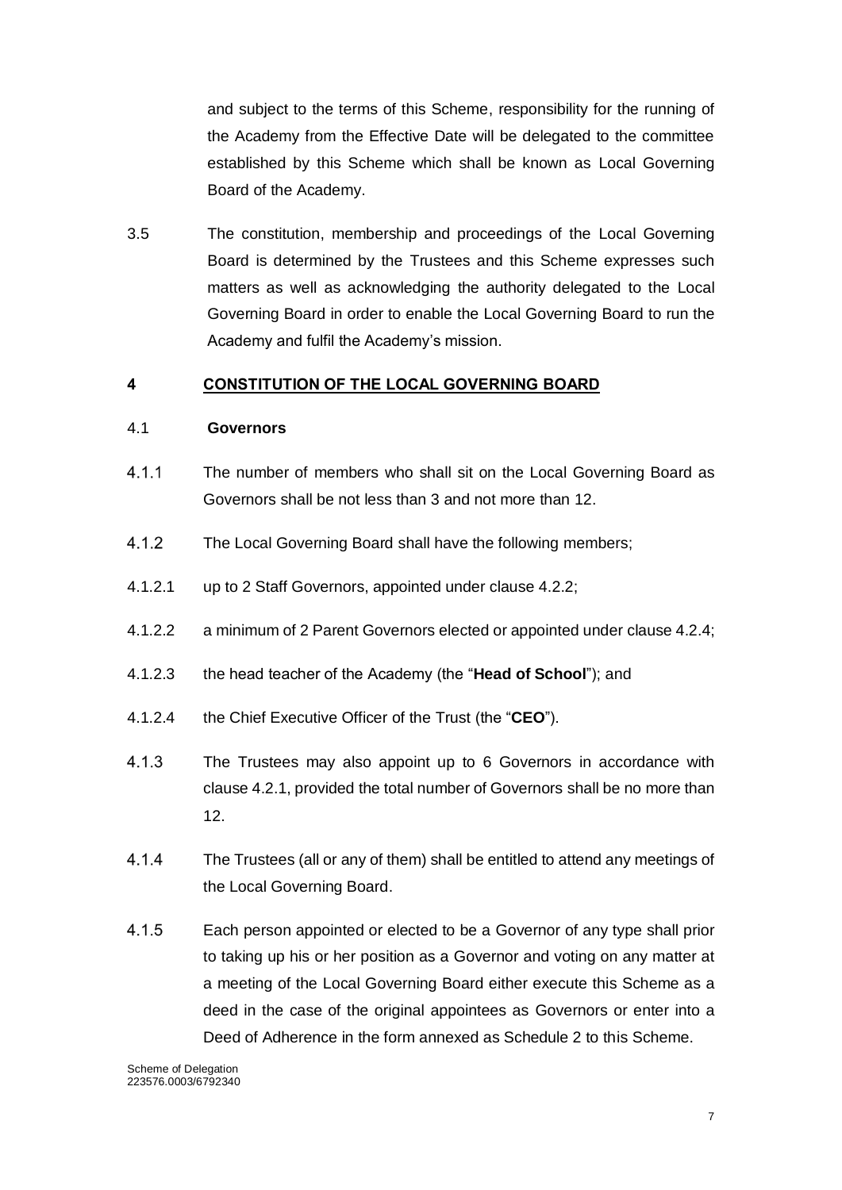and subject to the terms of this Scheme, responsibility for the running of the Academy from the Effective Date will be delegated to the committee established by this Scheme which shall be known as Local Governing Board of the Academy.

3.5 The constitution, membership and proceedings of the Local Governing Board is determined by the Trustees and this Scheme expresses such matters as well as acknowledging the authority delegated to the Local Governing Board in order to enable the Local Governing Board to run the Academy and fulfil the Academy's mission.

## 4 CONSTITUTION OF THE LOCAL GOVERNING BOARD

### 4.1 Governors

4.1.1 The number of members who shall sit on the Local Governing Board as Governors shall be not less than 3 and not more than 12.

4.1.2 The Local Governing Board shall have the following members;

4.1.2.1 up to 2 Staff Governors, appointed under clause 4.2.2;

4.1.2.2 a minimum of 2 Parent Governors elected or appointed under clause 4.2.4;

4.1.2.3 the head teacher of the Academy (the "**Head of School**"); and

4.1.2.4 the Chief Executive Officer of the Trust (the "**CEO**").

4.1.3 The Trustees may also appoint up to 6 Governors in accordance with clause 4.2.1, provided the total number of Governors shall be no more than 12.

4.1.4 The Trustees (all or any of them) shall be entitled to attend any meetings of the Local Governing Board.

4.1.5 Each person appointed or elected to be a Governor of any type shall prior to taking up his or her position as a Governor and voting on any matter at a meeting of the Local Governing Board either execute this Scheme as a deed in the case of the original appointees as Governors or enter into a Deed of Adherence in the form annexed as Schedule 2 to this Scheme.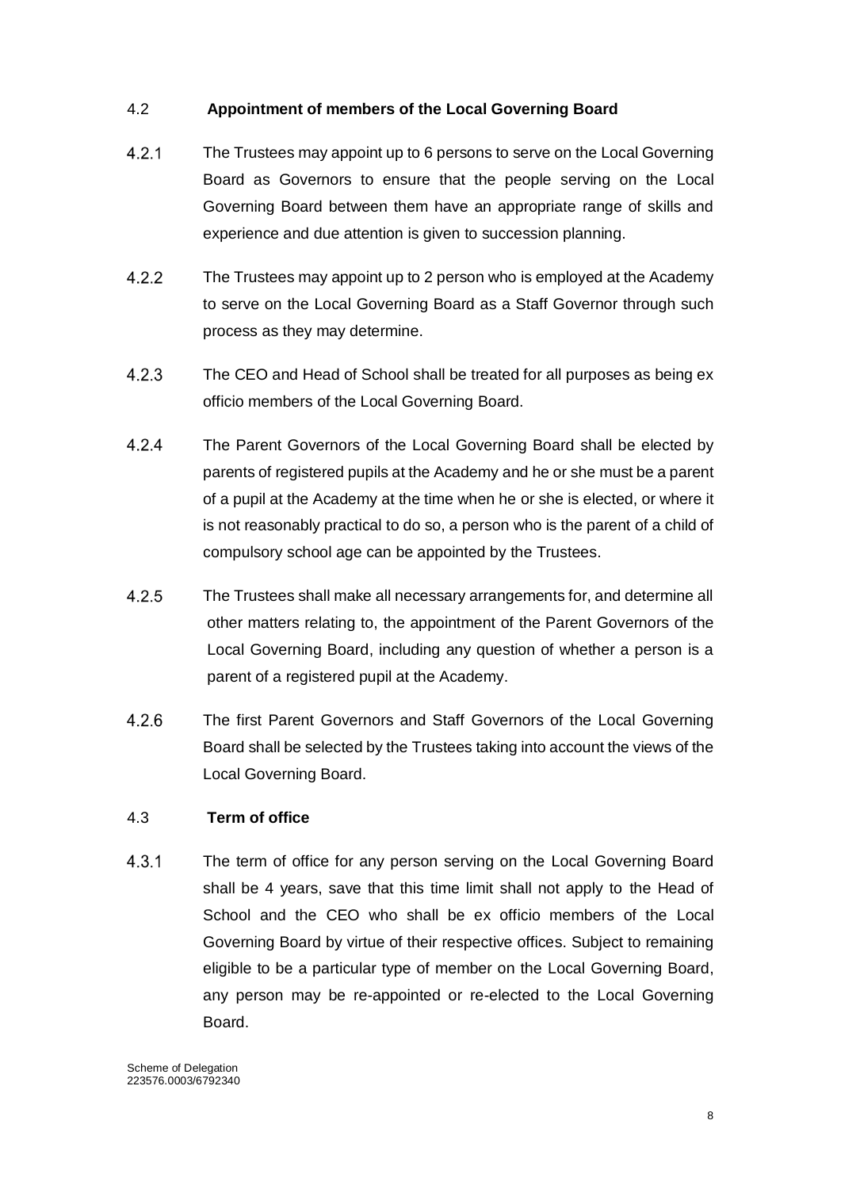## 4.2 **Appointment of members of the Local Governing Board**

4.2.1 The Trustees may appoint up to 6 persons to serve on the Local Governing Board as Governors to ensure that the people serving on the Local Governing Board between them have an appropriate range of skills and experience and due attention is given to succession planning.

4.2.2 The Trustees may appoint up to 2 person who is employed at the Academy to serve on the Local Governing Board as a Staff Governor through such process as they may determine.

4.2.3 The CEO and Head of School shall be treated for all purposes as being ex officio members of the Local Governing Board.

4.2.4 The Parent Governors of the Local Governing Board shall be elected by parents of registered pupils at the Academy and he or she must be a parent of a pupil at the Academy at the time when he or she is elected, or where it is not reasonably practical to do so, a person who is the parent of a child of compulsory school age can be appointed by the Trustees.

4.2.5 The Trustees shall make all necessary arrangements for, and determine all other matters relating to, the appointment of the Parent Governors of the Local Governing Board, including any question of whether a person is a parent of a registered pupil at the Academy.

4.2.6 The first Parent Governors and Staff Governors of the Local Governing Board shall be selected by the Trustees taking into account the views of the Local Governing Board.

## 4.3 **Term of office**

4.3.1 The term of office for any person serving on the Local Governing Board shall be 4 years, save that this time limit shall not apply to the Head of School and the CEO who shall be ex officio members of the Local Governing Board by virtue of their respective offices. Subject to remaining eligible to be a particular type of member on the Local Governing Board, any person may be re-appointed or re-elected to the Local Governing Board.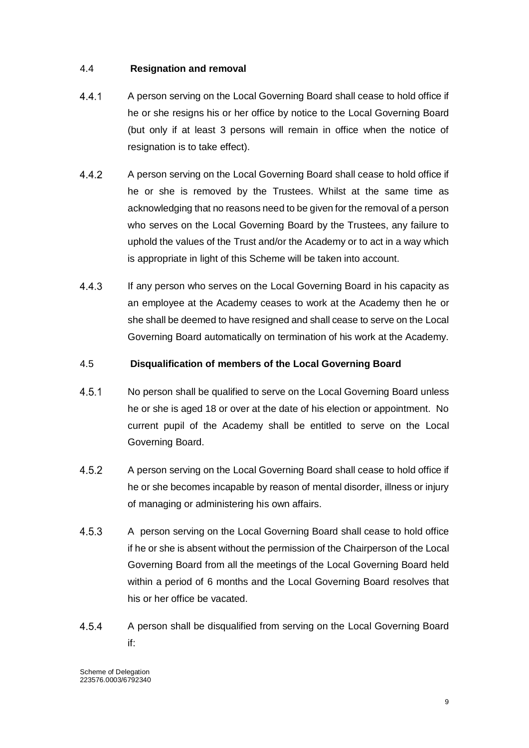### 4.4 Resignation and removal

4.4.1 A person serving on the Local Governing Board shall cease to hold office if he or she resigns his or her office by notice to the Local Governing Board (but only if at least 3 persons will remain in office when the notice of resignation is to take effect).

4.4.2 A person serving on the Local Governing Board shall cease to hold office if he or she is removed by the Trustees. Whilst at the same time as acknowledging that no reasons need to be given for the removal of a person who serves on the Local Governing Board by the Trustees, any failure to uphold the values of the Trust and/or the Academy or to act in a way which is appropriate in light of this Scheme will be taken into account.

4.4.3 If any person who serves on the Local Governing Board in his capacity as an employee at the Academy ceases to work at the Academy then he or she shall be deemed to have resigned and shall cease to serve on the Local Governing Board automatically on termination of his work at the Academy.

### 4.5 Disqualification of members of the Local Governing Board

4.5.1 No person shall be qualified to serve on the Local Governing Board unless he or she is aged 18 or over at the date of his election or appointment. No current pupil of the Academy shall be entitled to serve on the Local Governing Board.

4.5.2 A person serving on the Local Governing Board shall cease to hold office if he or she becomes incapable by reason of mental disorder, illness or injury of managing or administering his own affairs.

4.5.3 A person serving on the Local Governing Board shall cease to hold office if he or she is absent without the permission of the Chairperson of the Local Governing Board from all the meetings of the Local Governing Board held within a period of 6 months and the Local Governing Board resolves that his or her office be vacated.

4.5.4 A person shall be disqualified from serving on the Local Governing Board if: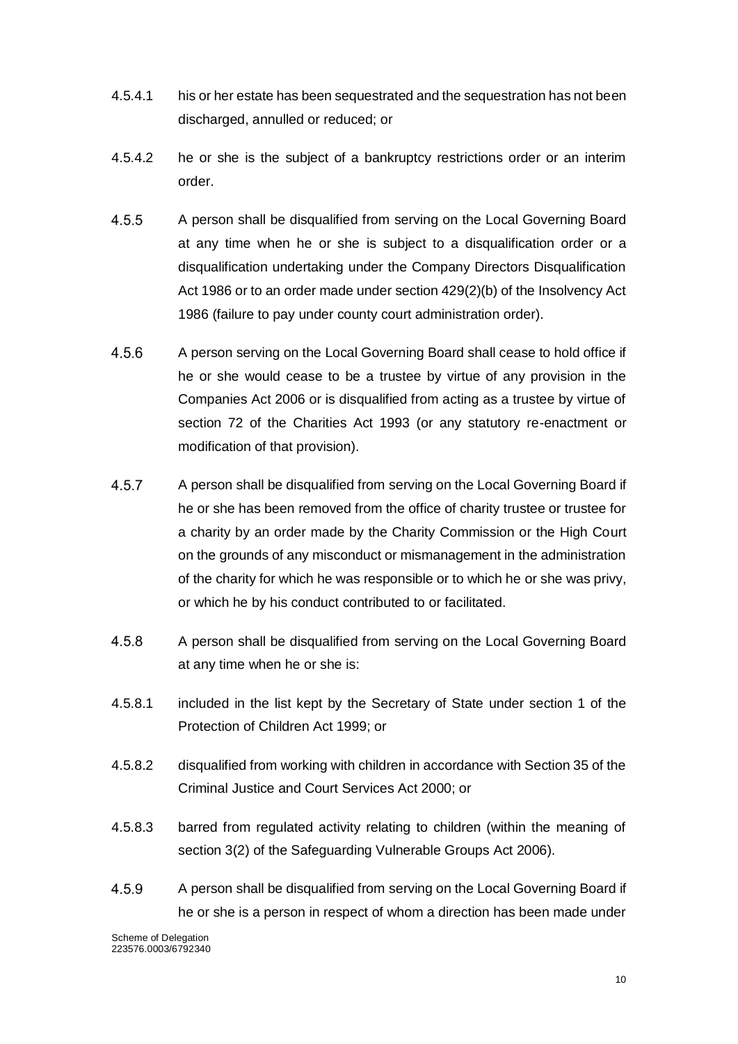4.5.4.1 his or her estate has been sequestrated and the sequestration has not been discharged, annulled or reduced; or

4.5.4.2 he or she is the subject of a bankruptcy restrictions order or an interim order.

4.5.5 A person shall be disqualified from serving on the Local Governing Board at any time when he or she is subject to a disqualification order or a disqualification undertaking under the Company Directors Disqualification Act 1986 or to an order made under section 429(2)(b) of the Insolvency Act 1986 (failure to pay under county court administration order).

4.5.6 A person serving on the Local Governing Board shall cease to hold office if he or she would cease to be a trustee by virtue of any provision in the Companies Act 2006 or is disqualified from acting as a trustee by virtue of section 72 of the Charities Act 1993 (or any statutory re-enactment or modification of that provision).

4.5.7 A person shall be disqualified from serving on the Local Governing Board if he or she has been removed from the office of charity trustee or trustee for a charity by an order made by the Charity Commission or the High Court on the grounds of any misconduct or mismanagement in the administration of the charity for which he was responsible or to which he or she was privy, or which he by his conduct contributed to or facilitated.

4.5.8 A person shall be disqualified from serving on the Local Governing Board at any time when he or she is:

4.5.8.1 included in the list kept by the Secretary of State under section 1 of the Protection of Children Act 1999; or

4.5.8.2 disqualified from working with children in accordance with Section 35 of the Criminal Justice and Court Services Act 2000; or

4.5.8.3 barred from regulated activity relating to children (within the meaning of section 3(2) of the Safeguarding Vulnerable Groups Act 2006).

4.5.9 A person shall be disqualified from serving on the Local Governing Board if he or she is a person in respect of whom a direction has been made under

Scheme of Delegation
223576.0003/6792340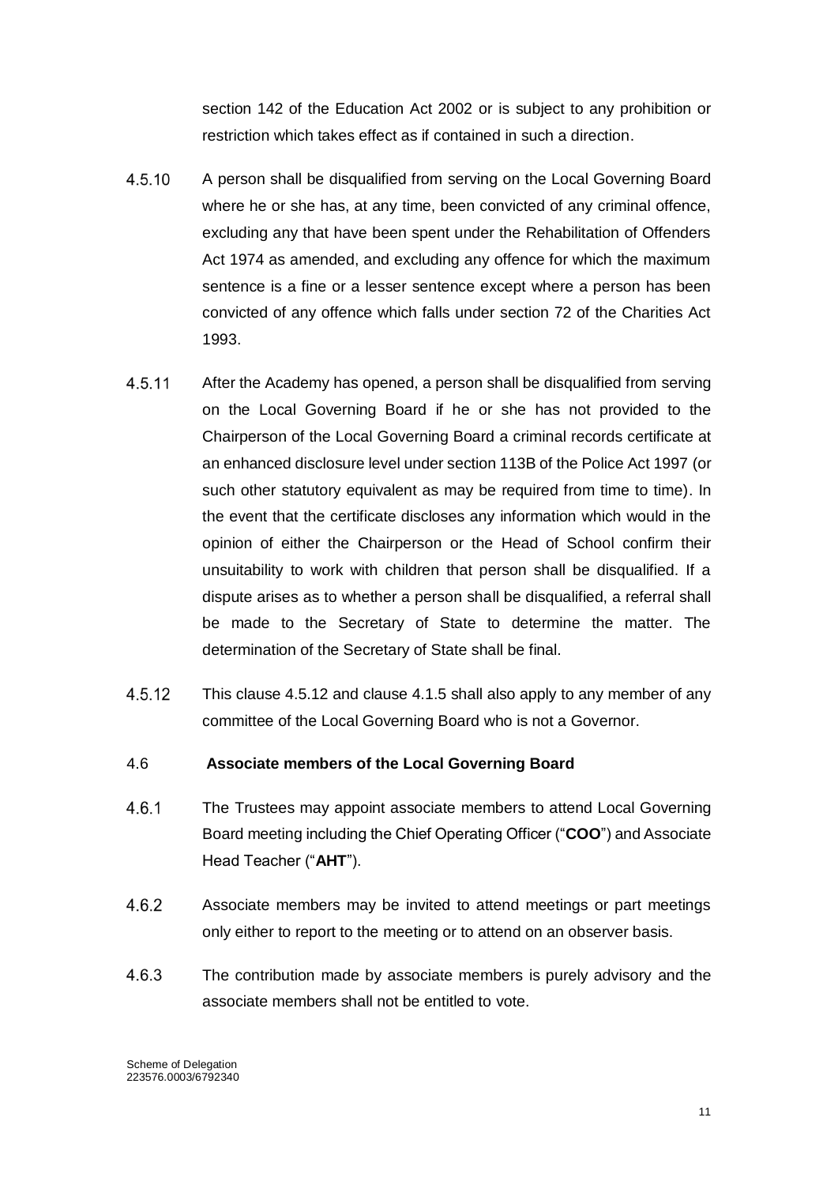section 142 of the Education Act 2002 or is subject to any prohibition or restriction which takes effect as if contained in such a direction.

4.5.10 A person shall be disqualified from serving on the Local Governing Board where he or she has, at any time, been convicted of any criminal offence, excluding any that have been spent under the Rehabilitation of Offenders Act 1974 as amended, and excluding any offence for which the maximum sentence is a fine or a lesser sentence except where a person has been convicted of any offence which falls under section 72 of the Charities Act 1993.

4.5.11 After the Academy has opened, a person shall be disqualified from serving on the Local Governing Board if he or she has not provided to the Chairperson of the Local Governing Board a criminal records certificate at an enhanced disclosure level under section 113B of the Police Act 1997 (or such other statutory equivalent as may be required from time to time). In the event that the certificate discloses any information which would in the opinion of either the Chairperson or the Head of School confirm their unsuitability to work with children that person shall be disqualified. If a dispute arises as to whether a person shall be disqualified, a referral shall be made to the Secretary of State to determine the matter. The determination of the Secretary of State shall be final.

4.5.12 This clause 4.5.12 and clause 4.1.5 shall also apply to any member of any committee of the Local Governing Board who is not a Governor.

### 4.6 Associate members of the Local Governing Board

4.6.1 The Trustees may appoint associate members to attend Local Governing Board meeting including the Chief Operating Officer ("**COO**") and Associate Head Teacher ("**AHT**").

4.6.2 Associate members may be invited to attend meetings or part meetings only either to report to the meeting or to attend on an observer basis.

4.6.3 The contribution made by associate members is purely advisory and the associate members shall not be entitled to vote.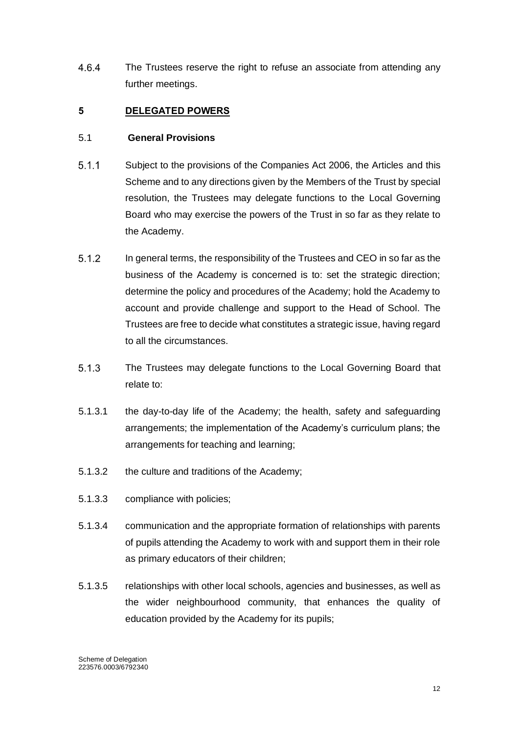4.6.4 The Trustees reserve the right to refuse an associate from attending any further meetings.

## 5 DELEGATED POWERS

### 5.1 General Provisions

5.1.1 Subject to the provisions of the Companies Act 2006, the Articles and this Scheme and to any directions given by the Members of the Trust by special resolution, the Trustees may delegate functions to the Local Governing Board who may exercise the powers of the Trust in so far as they relate to the Academy.

5.1.2 In general terms, the responsibility of the Trustees and CEO in so far as the business of the Academy is concerned is to: set the strategic direction; determine the policy and procedures of the Academy; hold the Academy to account and provide challenge and support to the Head of School. The Trustees are free to decide what constitutes a strategic issue, having regard to all the circumstances.

5.1.3 The Trustees may delegate functions to the Local Governing Board that relate to:

5.1.3.1 the day-to-day life of the Academy; the health, safety and safeguarding arrangements; the implementation of the Academy's curriculum plans; the arrangements for teaching and learning;

5.1.3.2 the culture and traditions of the Academy;

5.1.3.3 compliance with policies;

5.1.3.4 communication and the appropriate formation of relationships with parents of pupils attending the Academy to work with and support them in their role as primary educators of their children;

5.1.3.5 relationships with other local schools, agencies and businesses, as well as the wider neighbourhood community, that enhances the quality of education provided by the Academy for its pupils;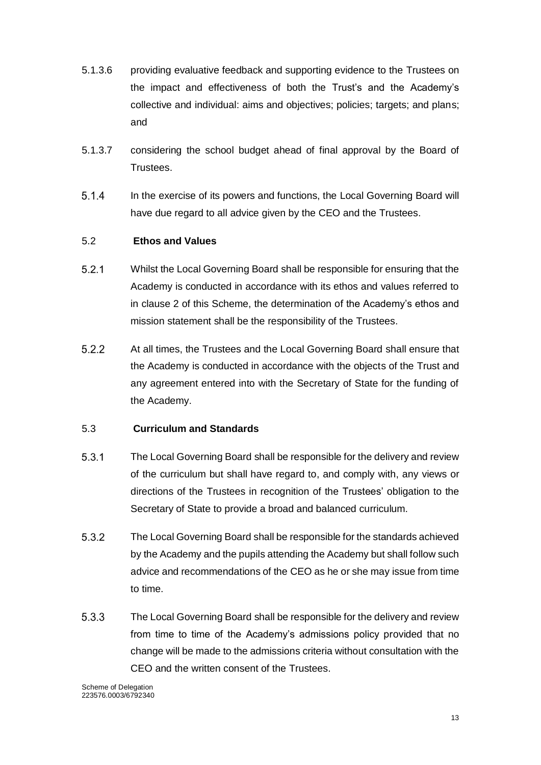5.1.3.6 providing evaluative feedback and supporting evidence to the Trustees on the impact and effectiveness of both the Trust's and the Academy's collective and individual: aims and objectives; policies; targets; and plans; and

5.1.3.7 considering the school budget ahead of final approval by the Board of Trustees.

5.1.4 In the exercise of its powers and functions, the Local Governing Board will have due regard to all advice given by the CEO and the Trustees.

5.2 **Ethos and Values**

5.2.1 Whilst the Local Governing Board shall be responsible for ensuring that the Academy is conducted in accordance with its ethos and values referred to in clause 2 of this Scheme, the determination of the Academy's ethos and mission statement shall be the responsibility of the Trustees.

5.2.2 At all times, the Trustees and the Local Governing Board shall ensure that the Academy is conducted in accordance with the objects of the Trust and any agreement entered into with the Secretary of State for the funding of the Academy.

5.3 **Curriculum and Standards**

5.3.1 The Local Governing Board shall be responsible for the delivery and review of the curriculum but shall have regard to, and comply with, any views or directions of the Trustees in recognition of the Trustees' obligation to the Secretary of State to provide a broad and balanced curriculum.

5.3.2 The Local Governing Board shall be responsible for the standards achieved by the Academy and the pupils attending the Academy but shall follow such advice and recommendations of the CEO as he or she may issue from time to time.

5.3.3 The Local Governing Board shall be responsible for the delivery and review from time to time of the Academy's admissions policy provided that no change will be made to the admissions criteria without consultation with the CEO and the written consent of the Trustees.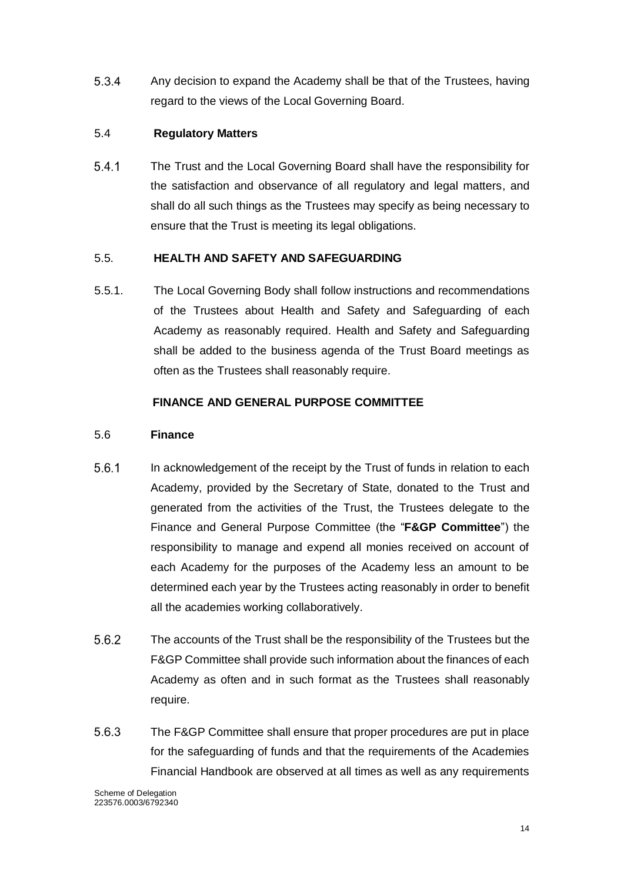5.3.4 Any decision to expand the Academy shall be that of the Trustees, having regard to the views of the Local Governing Board.

5.4 **Regulatory Matters**

5.4.1 The Trust and the Local Governing Board shall have the responsibility for the satisfaction and observance of all regulatory and legal matters, and shall do all such things as the Trustees may specify as being necessary to ensure that the Trust is meeting its legal obligations.

5.5. **HEALTH AND SAFETY AND SAFEGUARDING**

5.5.1. The Local Governing Body shall follow instructions and recommendations of the Trustees about Health and Safety and Safeguarding of each Academy as reasonably required. Health and Safety and Safeguarding shall be added to the business agenda of the Trust Board meetings as often as the Trustees shall reasonably require.

**FINANCE AND GENERAL PURPOSE COMMITTEE**

5.6 **Finance**

5.6.1 In acknowledgement of the receipt by the Trust of funds in relation to each Academy, provided by the Secretary of State, donated to the Trust and generated from the activities of the Trust, the Trustees delegate to the Finance and General Purpose Committee (the "**F&GP Committee**") the responsibility to manage and expend all monies received on account of each Academy for the purposes of the Academy less an amount to be determined each year by the Trustees acting reasonably in order to benefit all the academies working collaboratively.

5.6.2 The accounts of the Trust shall be the responsibility of the Trustees but the F&GP Committee shall provide such information about the finances of each Academy as often and in such format as the Trustees shall reasonably require.

5.6.3 The F&GP Committee shall ensure that proper procedures are put in place for the safeguarding of funds and that the requirements of the Academies Financial Handbook are observed at all times as well as any requirements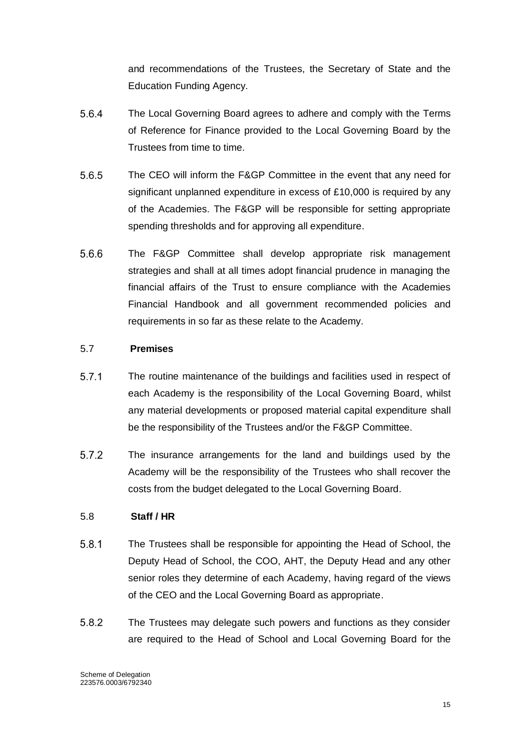and recommendations of the Trustees, the Secretary of State and the Education Funding Agency.

5.6.4 The Local Governing Board agrees to adhere and comply with the Terms of Reference for Finance provided to the Local Governing Board by the Trustees from time to time.

5.6.5 The CEO will inform the F&GP Committee in the event that any need for significant unplanned expenditure in excess of £10,000 is required by any of the Academies. The F&GP will be responsible for setting appropriate spending thresholds and for approving all expenditure.

5.6.6 The F&GP Committee shall develop appropriate risk management strategies and shall at all times adopt financial prudence in managing the financial affairs of the Trust to ensure compliance with the Academies Financial Handbook and all government recommended policies and requirements in so far as these relate to the Academy.

## 5.7 Premises

5.7.1 The routine maintenance of the buildings and facilities used in respect of each Academy is the responsibility of the Local Governing Board, whilst any material developments or proposed material capital expenditure shall be the responsibility of the Trustees and/or the F&GP Committee.

5.7.2 The insurance arrangements for the land and buildings used by the Academy will be the responsibility of the Trustees who shall recover the costs from the budget delegated to the Local Governing Board.

## 5.8 Staff / HR

5.8.1 The Trustees shall be responsible for appointing the Head of School, the Deputy Head of School, the COO, AHT, the Deputy Head and any other senior roles they determine of each Academy, having regard of the views of the CEO and the Local Governing Board as appropriate.

5.8.2 The Trustees may delegate such powers and functions as they consider are required to the Head of School and Local Governing Board for the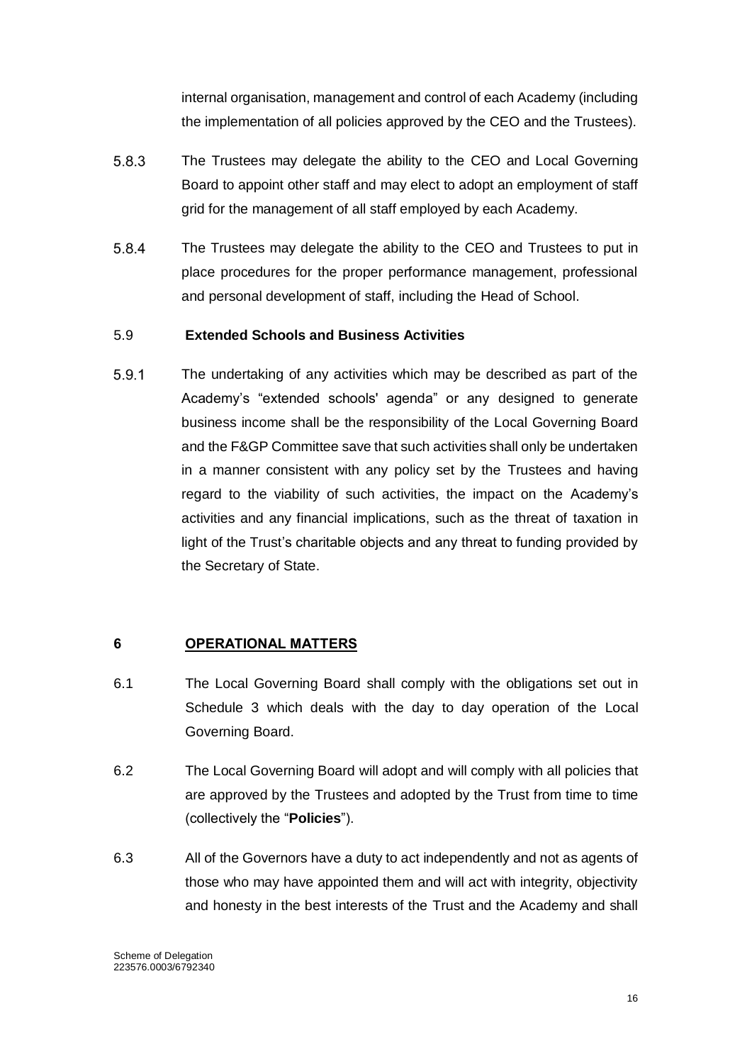internal organisation, management and control of each Academy (including the implementation of all policies approved by the CEO and the Trustees).

5.8.3 The Trustees may delegate the ability to the CEO and Local Governing Board to appoint other staff and may elect to adopt an employment of staff grid for the management of all staff employed by each Academy.

5.8.4 The Trustees may delegate the ability to the CEO and Trustees to put in place procedures for the proper performance management, professional and personal development of staff, including the Head of School.

5.9 **Extended Schools and Business Activities**

5.9.1 The undertaking of any activities which may be described as part of the Academy's "extended schools' agenda" or any designed to generate business income shall be the responsibility of the Local Governing Board and the F&GP Committee save that such activities shall only be undertaken in a manner consistent with any policy set by the Trustees and having regard to the viability of such activities, the impact on the Academy's activities and any financial implications, such as the threat of taxation in light of the Trust's charitable objects and any threat to funding provided by the Secretary of State.

## 6 OPERATIONAL MATTERS

6.1 The Local Governing Board shall comply with the obligations set out in Schedule 3 which deals with the day to day operation of the Local Governing Board.

6.2 The Local Governing Board will adopt and will comply with all policies that are approved by the Trustees and adopted by the Trust from time to time (collectively the "**Policies**").

6.3 All of the Governors have a duty to act independently and not as agents of those who may have appointed them and will act with integrity, objectivity and honesty in the best interests of the Trust and the Academy and shall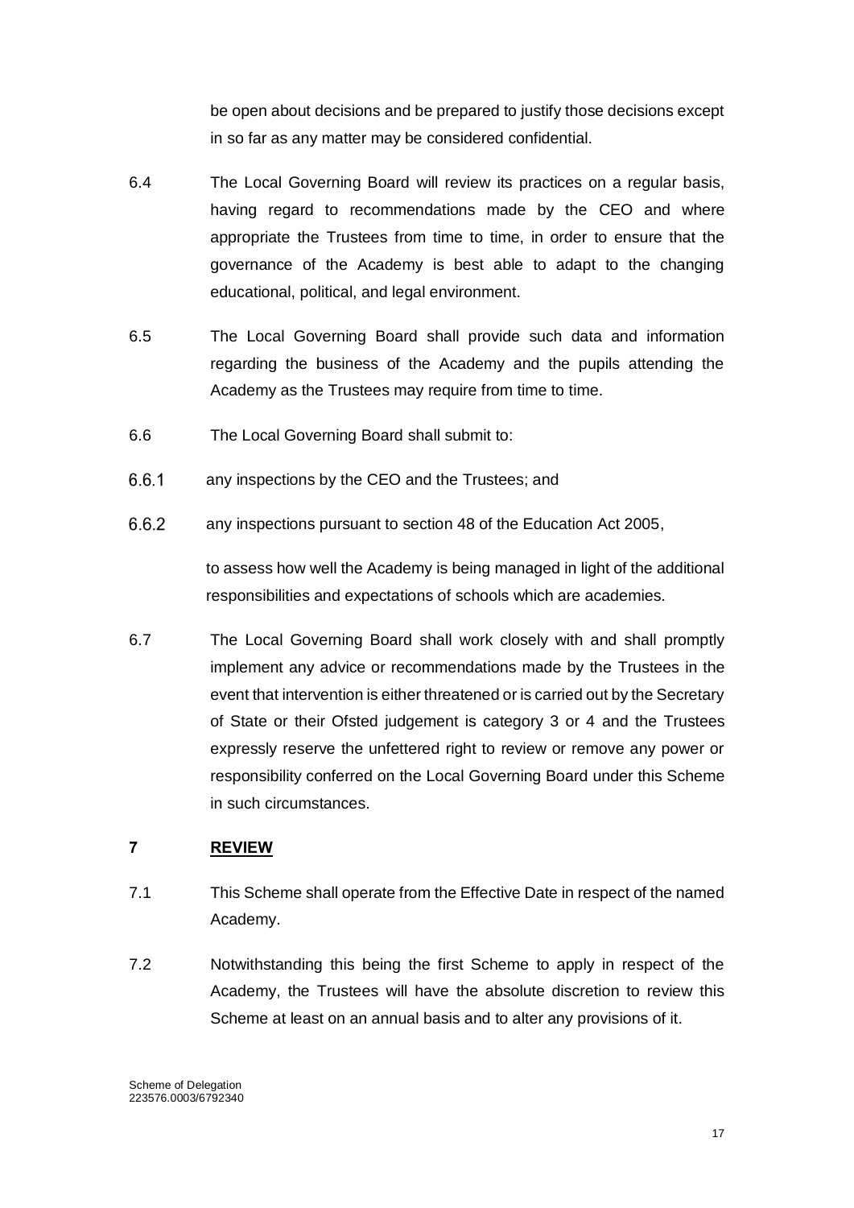be open about decisions and be prepared to justify those decisions except in so far as any matter may be considered confidential.

6.4 The Local Governing Board will review its practices on a regular basis, having regard to recommendations made by the CEO and where appropriate the Trustees from time to time, in order to ensure that the governance of the Academy is best able to adapt to the changing educational, political, and legal environment.

6.5 The Local Governing Board shall provide such data and information regarding the business of the Academy and the pupils attending the Academy as the Trustees may require from time to time.

6.6 The Local Governing Board shall submit to:

6.6.1 any inspections by the CEO and the Trustees; and

6.6.2 any inspections pursuant to section 48 of the Education Act 2005,

to assess how well the Academy is being managed in light of the additional responsibilities and expectations of schools which are academies.

6.7 The Local Governing Board shall work closely with and shall promptly implement any advice or recommendations made by the Trustees in the event that intervention is either threatened or is carried out by the Secretary of State or their Ofsted judgement is category 3 or 4 and the Trustees expressly reserve the unfettered right to review or remove any power or responsibility conferred on the Local Governing Board under this Scheme in such circumstances.

## 7 REVIEW

7.1 This Scheme shall operate from the Effective Date in respect of the named Academy.

7.2 Notwithstanding this being the first Scheme to apply in respect of the Academy, the Trustees will have the absolute discretion to review this Scheme at least on an annual basis and to alter any provisions of it.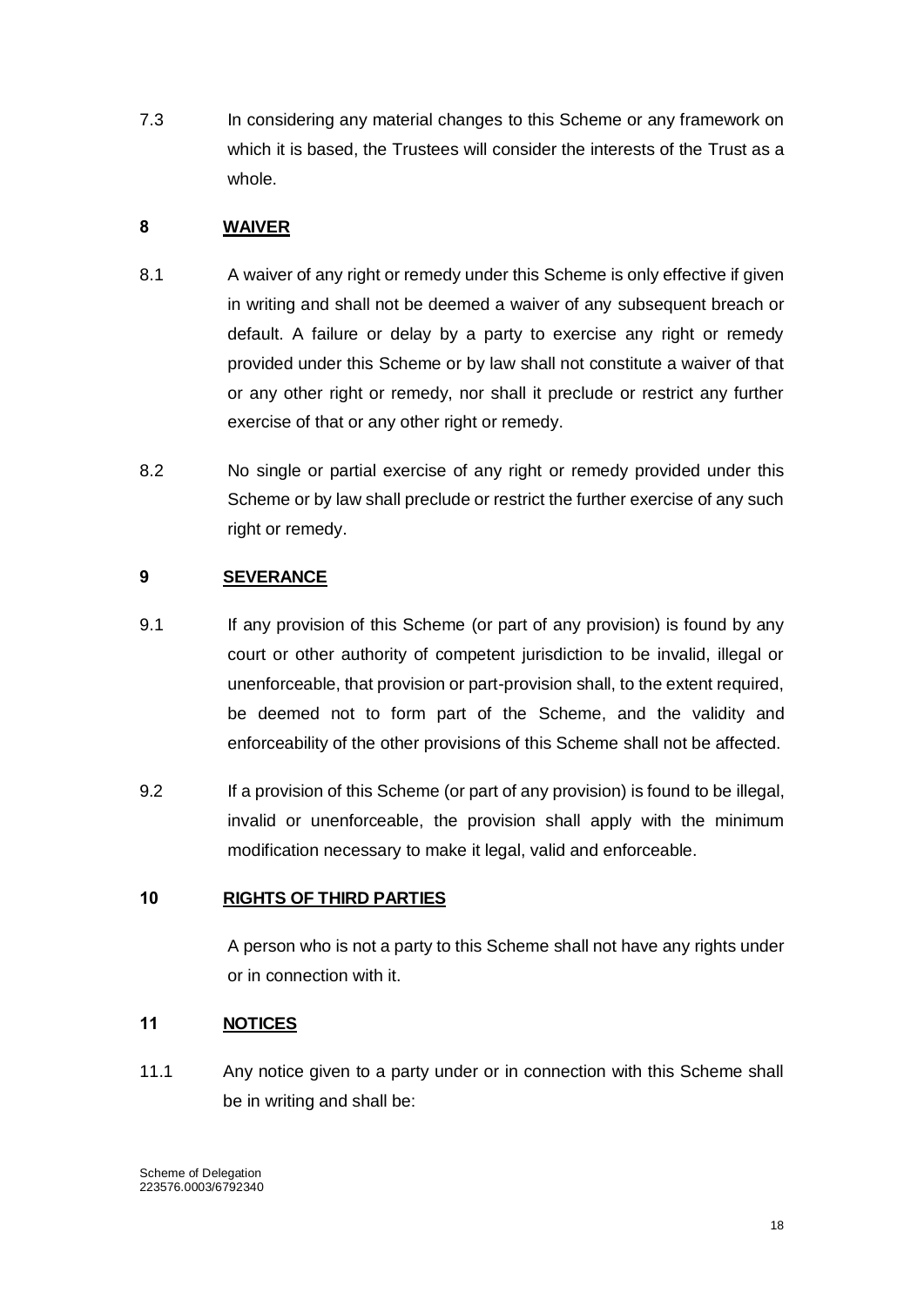7.3 In considering any material changes to this Scheme or any framework on which it is based, the Trustees will consider the interests of the Trust as a whole.

## 8 WAIVER

8.1 A waiver of any right or remedy under this Scheme is only effective if given in writing and shall not be deemed a waiver of any subsequent breach or default. A failure or delay by a party to exercise any right or remedy provided under this Scheme or by law shall not constitute a waiver of that or any other right or remedy, nor shall it preclude or restrict any further exercise of that or any other right or remedy.

8.2 No single or partial exercise of any right or remedy provided under this Scheme or by law shall preclude or restrict the further exercise of any such right or remedy.

## 9 SEVERANCE

9.1 If any provision of this Scheme (or part of any provision) is found by any court or other authority of competent jurisdiction to be invalid, illegal or unenforceable, that provision or part-provision shall, to the extent required, be deemed not to form part of the Scheme, and the validity and enforceability of the other provisions of this Scheme shall not be affected.

9.2 If a provision of this Scheme (or part of any provision) is found to be illegal, invalid or unenforceable, the provision shall apply with the minimum modification necessary to make it legal, valid and enforceable.

## 10 RIGHTS OF THIRD PARTIES

A person who is not a party to this Scheme shall not have any rights under or in connection with it.

## 11 NOTICES

11.1 Any notice given to a party under or in connection with this Scheme shall be in writing and shall be: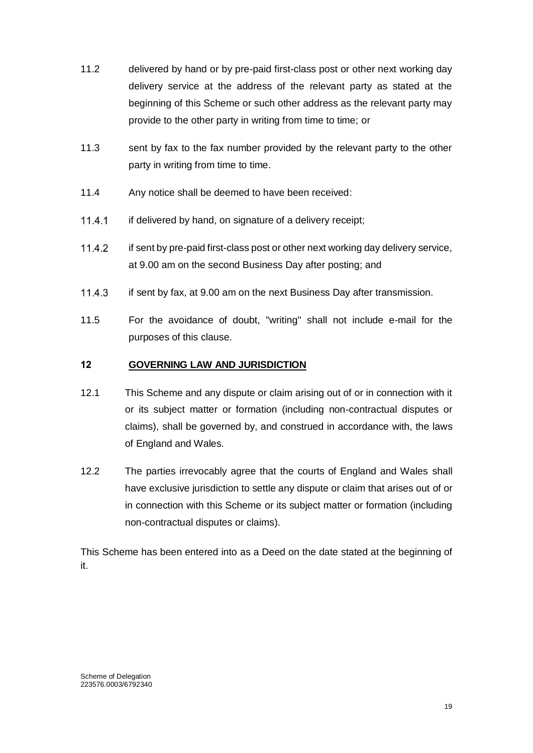11.2 delivered by hand or by pre-paid first-class post or other next working day delivery service at the address of the relevant party as stated at the beginning of this Scheme or such other address as the relevant party may provide to the other party in writing from time to time; or

11.3 sent by fax to the fax number provided by the relevant party to the other party in writing from time to time.

11.4 Any notice shall be deemed to have been received:

11.4.1 if delivered by hand, on signature of a delivery receipt;

11.4.2 if sent by pre-paid first-class post or other next working day delivery service, at 9.00 am on the second Business Day after posting; and

11.4.3 if sent by fax, at 9.00 am on the next Business Day after transmission.

11.5 For the avoidance of doubt, "writing" shall not include e-mail for the purposes of this clause.

## 12 <u>GOVERNING LAW AND JURISDICTION</u>

12.1 This Scheme and any dispute or claim arising out of or in connection with it or its subject matter or formation (including non-contractual disputes or claims), shall be governed by, and construed in accordance with, the laws of England and Wales.

12.2 The parties irrevocably agree that the courts of England and Wales shall have exclusive jurisdiction to settle any dispute or claim that arises out of or in connection with this Scheme or its subject matter or formation (including non-contractual disputes or claims).

This Scheme has been entered into as a Deed on the date stated at the beginning of it.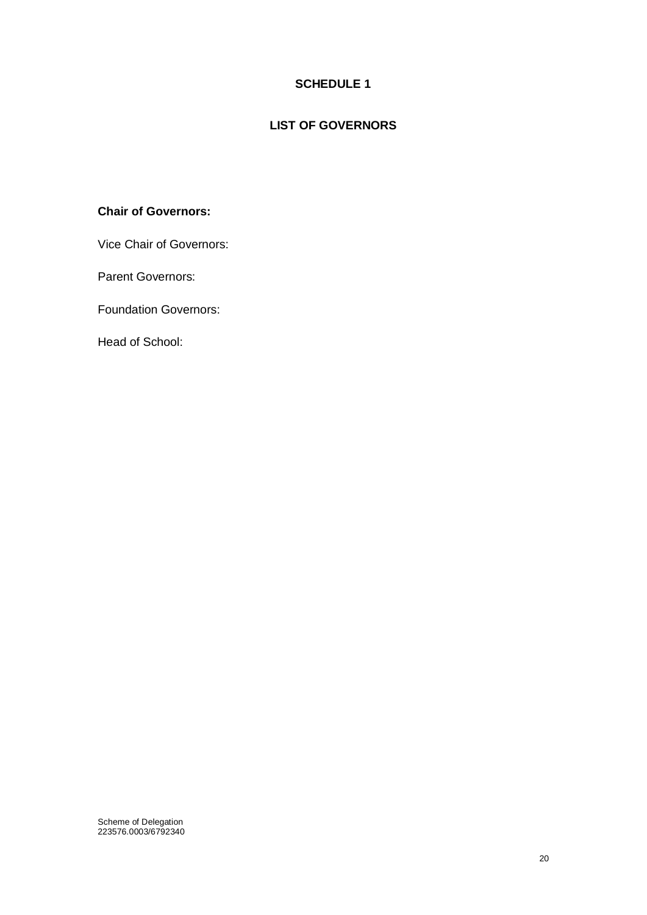# SCHEDULE 1

## LIST OF GOVERNORS

**Chair of Governors:**

Vice Chair of Governors:

Parent Governors:

Foundation Governors:

Head of School: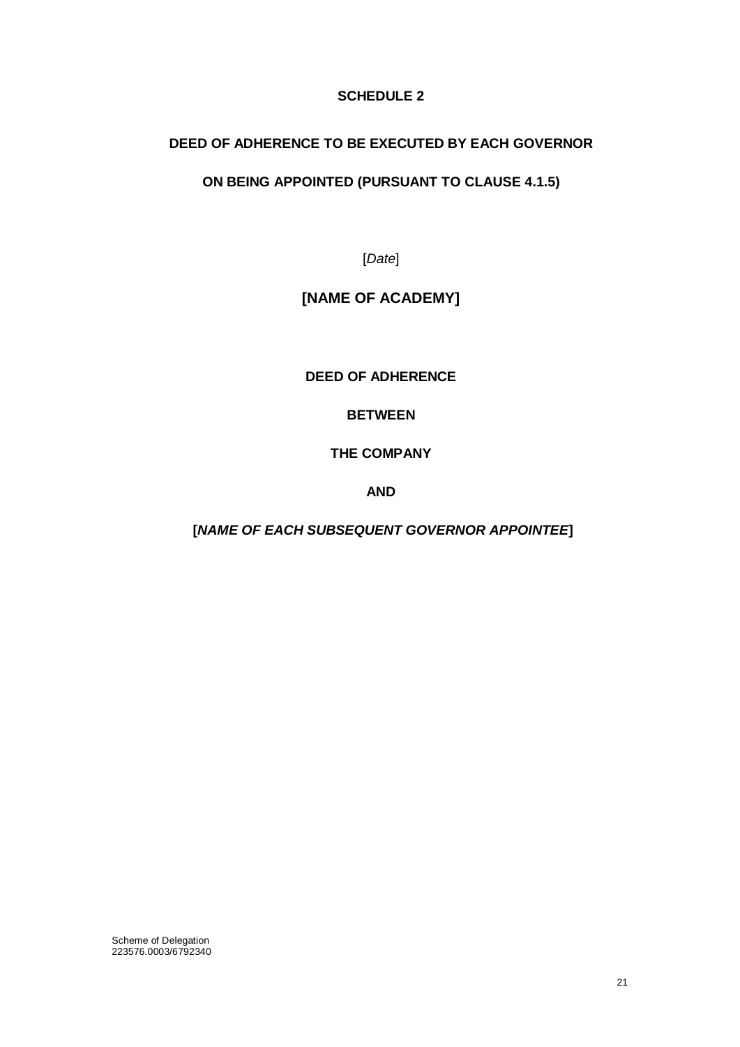**SCHEDULE 2**

**DEED OF ADHERENCE TO BE EXECUTED BY EACH GOVERNOR**

**ON BEING APPOINTED (PURSUANT TO CLAUSE 4.1.5)**

[*Date*]

**[NAME OF ACADEMY]**

**DEED OF ADHERENCE**

**BETWEEN**

**THE COMPANY**

**AND**

**[*NAME OF EACH SUBSEQUENT GOVERNOR APPOINTEE*]**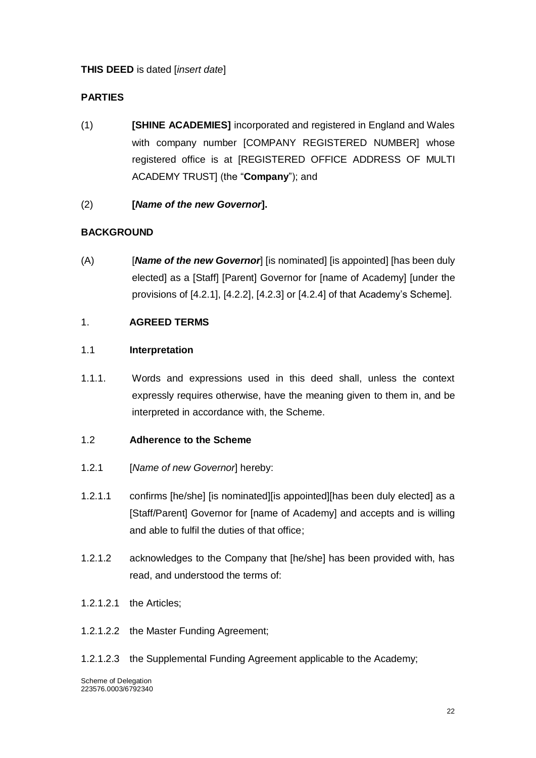**THIS DEED** is dated [*insert date*]

**PARTIES**

(1) **[SHINE ACADEMIES]** incorporated and registered in England and Wales with company number [COMPANY REGISTERED NUMBER] whose registered office is at [REGISTERED OFFICE ADDRESS OF MULTI ACADEMY TRUST] (the "**Company**"); and

(2) **[*Name of the new Governor*].**

**BACKGROUND**

(A) [***Name of the new Governor***] [is nominated] [is appointed] [has been duly elected] as a [Staff] [Parent] Governor for [name of Academy] [under the provisions of [4.2.1], [4.2.2], [4.2.3] or [4.2.4] of that Academy's Scheme].

1. **AGREED TERMS**

1.1 **Interpretation**

1.1.1. Words and expressions used in this deed shall, unless the context expressly requires otherwise, have the meaning given to them in, and be interpreted in accordance with, the Scheme.

1.2 **Adherence to the Scheme**

1.2.1 [*Name of new Governor*] hereby:

1.2.1.1 confirms [he/she] [is nominated][is appointed][has been duly elected] as a [Staff/Parent] Governor for [name of Academy] and accepts and is willing and able to fulfil the duties of that office;

1.2.1.2 acknowledges to the Company that [he/she] has been provided with, has read, and understood the terms of:

1.2.1.2.1 the Articles;

1.2.1.2.2 the Master Funding Agreement;

1.2.1.2.3 the Supplemental Funding Agreement applicable to the Academy;

Scheme of Delegation
223576.0003/6792340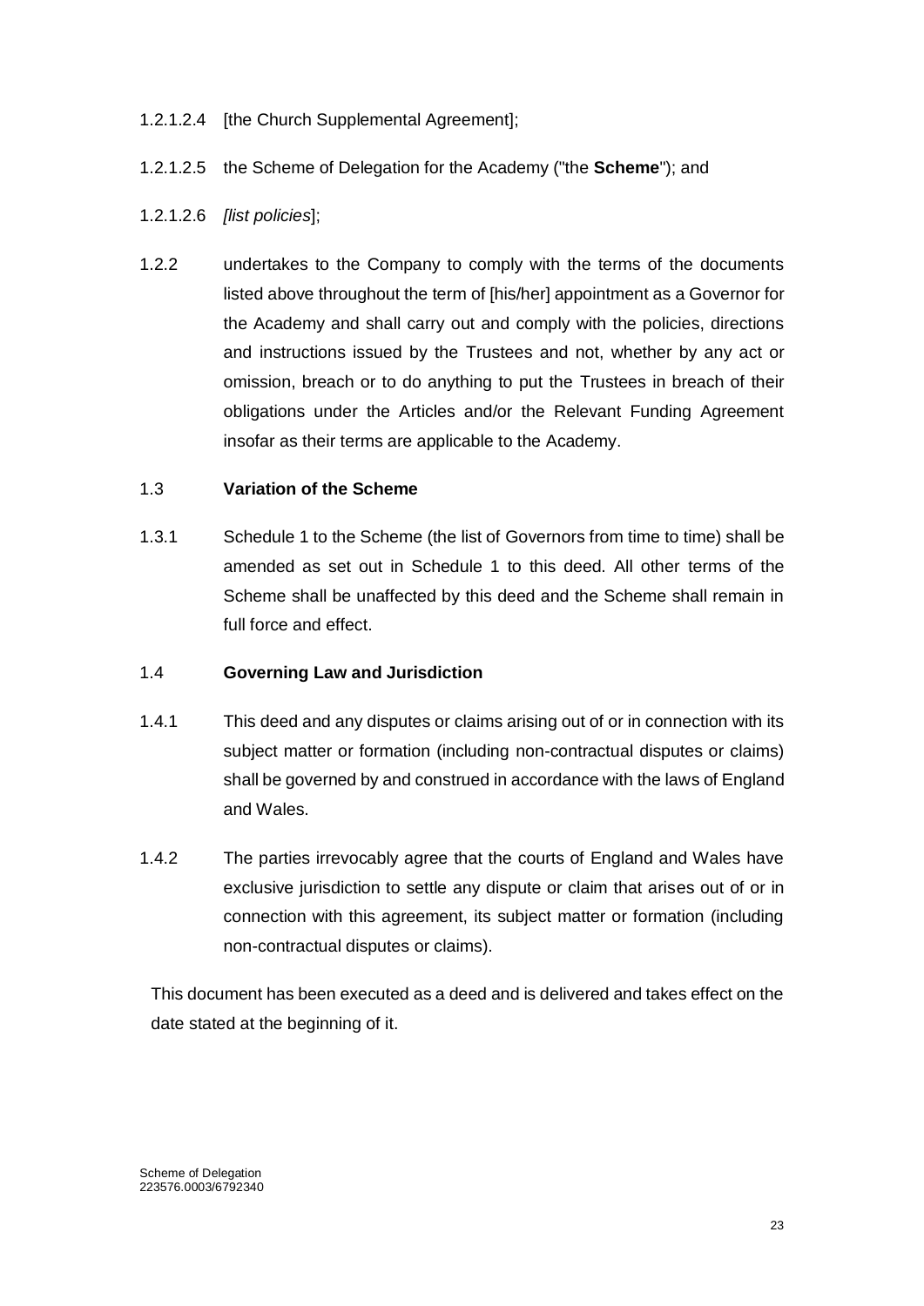1.2.1.2.4 [the Church Supplemental Agreement];

1.2.1.2.5 the Scheme of Delegation for the Academy ("the **Scheme**"); and

1.2.1.2.6 *[list policies*];

1.2.2 undertakes to the Company to comply with the terms of the documents listed above throughout the term of [his/her] appointment as a Governor for the Academy and shall carry out and comply with the policies, directions and instructions issued by the Trustees and not, whether by any act or omission, breach or to do anything to put the Trustees in breach of their obligations under the Articles and/or the Relevant Funding Agreement insofar as their terms are applicable to the Academy.

1.3 **Variation of the Scheme**

1.3.1 Schedule 1 to the Scheme (the list of Governors from time to time) shall be amended as set out in Schedule 1 to this deed. All other terms of the Scheme shall be unaffected by this deed and the Scheme shall remain in full force and effect.

1.4 **Governing Law and Jurisdiction**

1.4.1 This deed and any disputes or claims arising out of or in connection with its subject matter or formation (including non-contractual disputes or claims) shall be governed by and construed in accordance with the laws of England and Wales.

1.4.2 The parties irrevocably agree that the courts of England and Wales have exclusive jurisdiction to settle any dispute or claim that arises out of or in connection with this agreement, its subject matter or formation (including non-contractual disputes or claims).

This document has been executed as a deed and is delivered and takes effect on the date stated at the beginning of it.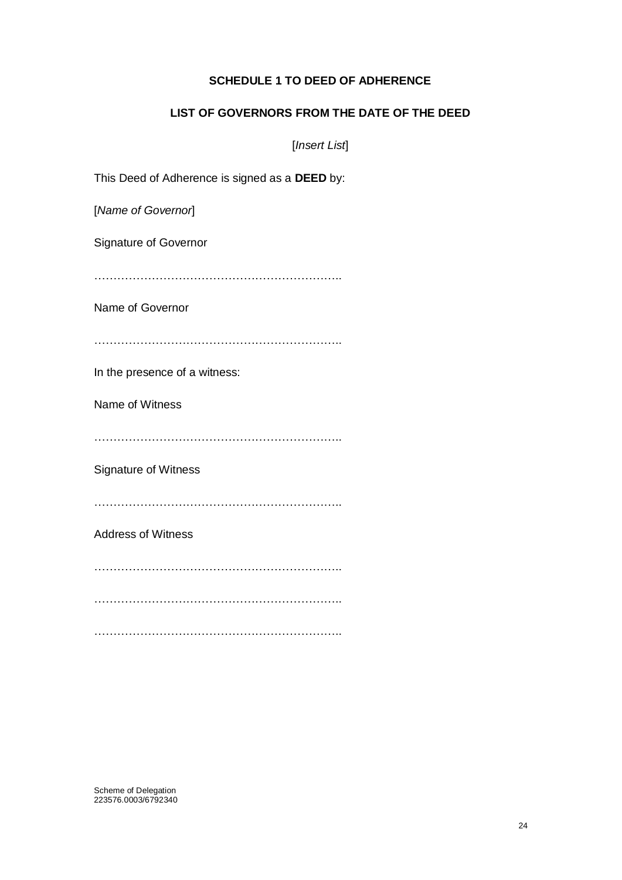**SCHEDULE 1 TO DEED OF ADHERENCE**

**LIST OF GOVERNORS FROM THE DATE OF THE DEED**

[*Insert List*]

This Deed of Adherence is signed as a **DEED** by:

[*Name of Governor*]

Signature of Governor

…………………………………………………….

Name of Governor

…………………………………………………….

In the presence of a witness:

Name of Witness

…………………………………………………….

Signature of Witness

…………………………………………………….

Address of Witness

…………………………………………………….

…………………………………………………….

…………………………………………………….

Scheme of Delegation
223576.0003/6792340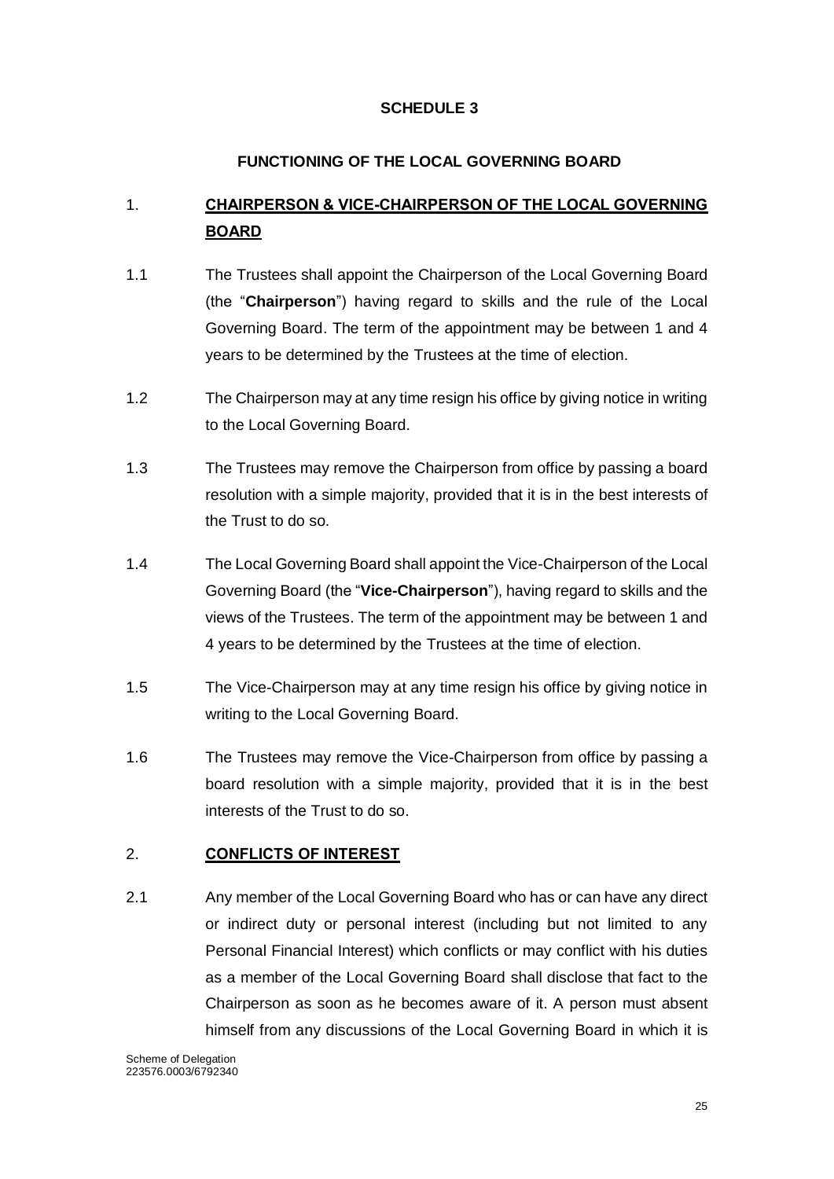# SCHEDULE 3

## FUNCTIONING OF THE LOCAL GOVERNING BOARD

## 1. CHAIRPERSON & VICE-CHAIRPERSON OF THE LOCAL GOVERNING BOARD

1.1 The Trustees shall appoint the Chairperson of the Local Governing Board (the "**Chairperson**") having regard to skills and the rule of the Local Governing Board. The term of the appointment may be between 1 and 4 years to be determined by the Trustees at the time of election.

1.2 The Chairperson may at any time resign his office by giving notice in writing to the Local Governing Board.

1.3 The Trustees may remove the Chairperson from office by passing a board resolution with a simple majority, provided that it is in the best interests of the Trust to do so.

1.4 The Local Governing Board shall appoint the Vice-Chairperson of the Local Governing Board (the "**Vice-Chairperson**"), having regard to skills and the views of the Trustees. The term of the appointment may be between 1 and 4 years to be determined by the Trustees at the time of election.

1.5 The Vice-Chairperson may at any time resign his office by giving notice in writing to the Local Governing Board.

1.6 The Trustees may remove the Vice-Chairperson from office by passing a board resolution with a simple majority, provided that it is in the best interests of the Trust to do so.

## 2. CONFLICTS OF INTEREST

2.1 Any member of the Local Governing Board who has or can have any direct or indirect duty or personal interest (including but not limited to any Personal Financial Interest) which conflicts or may conflict with his duties as a member of the Local Governing Board shall disclose that fact to the Chairperson as soon as he becomes aware of it. A person must absent himself from any discussions of the Local Governing Board in which it is

Scheme of Delegation
223576.0003/6792340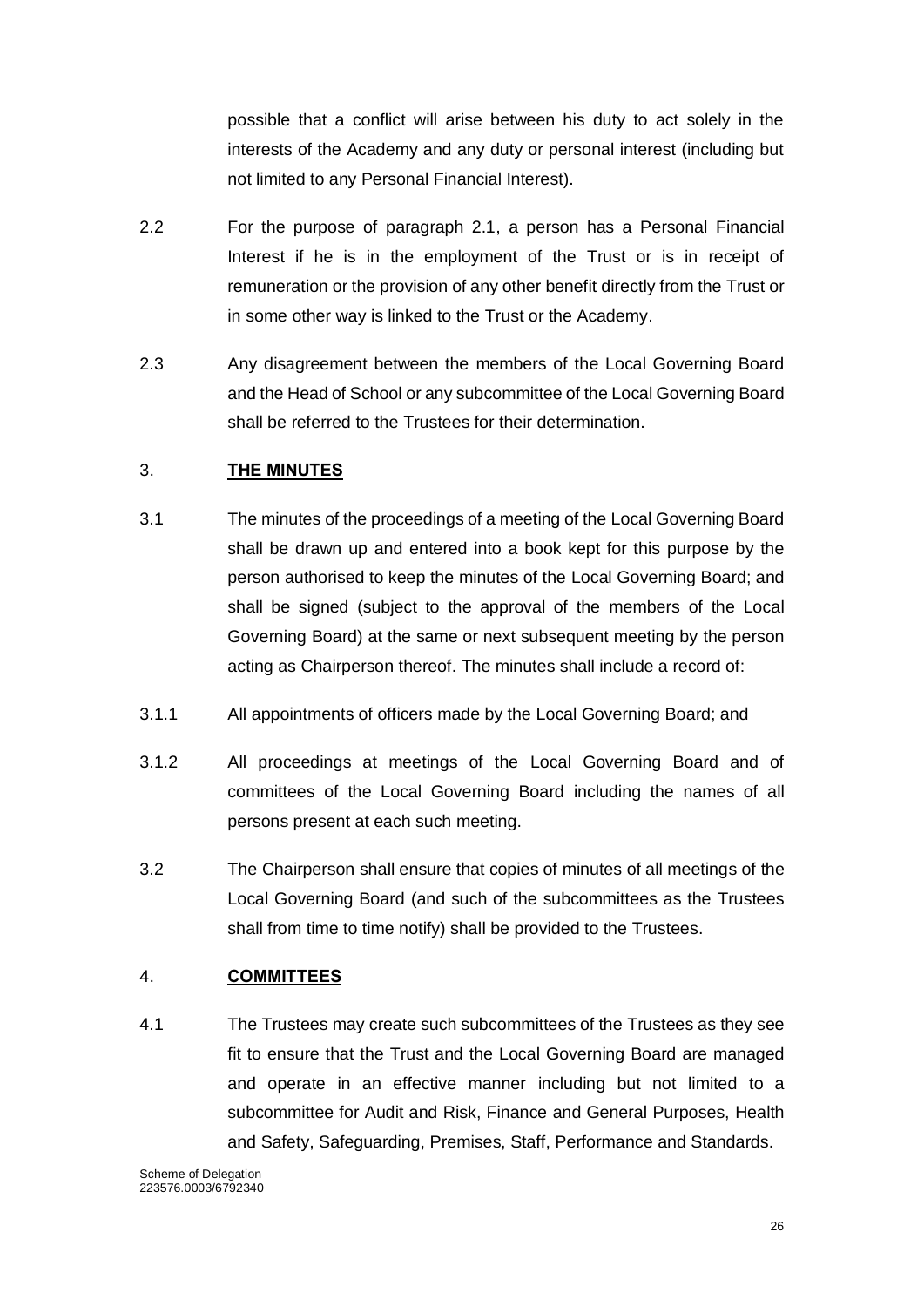possible that a conflict will arise between his duty to act solely in the interests of the Academy and any duty or personal interest (including but not limited to any Personal Financial Interest).

2.2 For the purpose of paragraph 2.1, a person has a Personal Financial Interest if he is in the employment of the Trust or is in receipt of remuneration or the provision of any other benefit directly from the Trust or in some other way is linked to the Trust or the Academy.

2.3 Any disagreement between the members of the Local Governing Board and the Head of School or any subcommittee of the Local Governing Board shall be referred to the Trustees for their determination.

## 3. **THE MINUTES**

3.1 The minutes of the proceedings of a meeting of the Local Governing Board shall be drawn up and entered into a book kept for this purpose by the person authorised to keep the minutes of the Local Governing Board; and shall be signed (subject to the approval of the members of the Local Governing Board) at the same or next subsequent meeting by the person acting as Chairperson thereof. The minutes shall include a record of:

3.1.1 All appointments of officers made by the Local Governing Board; and

3.1.2 All proceedings at meetings of the Local Governing Board and of committees of the Local Governing Board including the names of all persons present at each such meeting.

3.2 The Chairperson shall ensure that copies of minutes of all meetings of the Local Governing Board (and such of the subcommittees as the Trustees shall from time to time notify) shall be provided to the Trustees.

## 4. **COMMITTEES**

4.1 The Trustees may create such subcommittees of the Trustees as they see fit to ensure that the Trust and the Local Governing Board are managed and operate in an effective manner including but not limited to a subcommittee for Audit and Risk, Finance and General Purposes, Health and Safety, Safeguarding, Premises, Staff, Performance and Standards.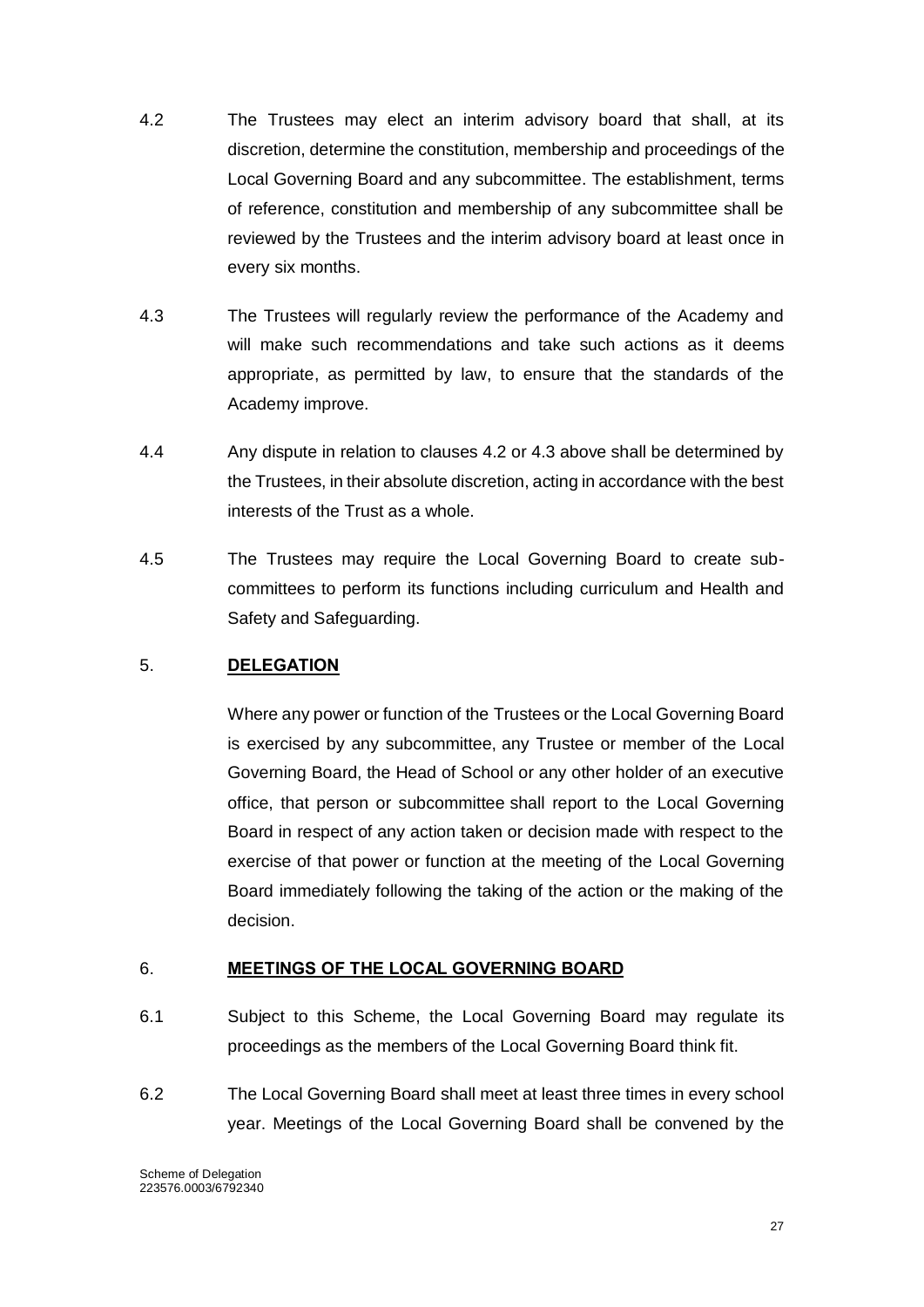4.2 The Trustees may elect an interim advisory board that shall, at its discretion, determine the constitution, membership and proceedings of the Local Governing Board and any subcommittee. The establishment, terms of reference, constitution and membership of any subcommittee shall be reviewed by the Trustees and the interim advisory board at least once in every six months.

4.3 The Trustees will regularly review the performance of the Academy and will make such recommendations and take such actions as it deems appropriate, as permitted by law, to ensure that the standards of the Academy improve.

4.4 Any dispute in relation to clauses 4.2 or 4.3 above shall be determined by the Trustees, in their absolute discretion, acting in accordance with the best interests of the Trust as a whole.

4.5 The Trustees may require the Local Governing Board to create sub-committees to perform its functions including curriculum and Health and Safety and Safeguarding.

## 5. **DELEGATION**

Where any power or function of the Trustees or the Local Governing Board is exercised by any subcommittee, any Trustee or member of the Local Governing Board, the Head of School or any other holder of an executive office, that person or subcommittee shall report to the Local Governing Board in respect of any action taken or decision made with respect to the exercise of that power or function at the meeting of the Local Governing Board immediately following the taking of the action or the making of the decision.

## 6. **MEETINGS OF THE LOCAL GOVERNING BOARD**

6.1 Subject to this Scheme, the Local Governing Board may regulate its proceedings as the members of the Local Governing Board think fit.

6.2 The Local Governing Board shall meet at least three times in every school year. Meetings of the Local Governing Board shall be convened by the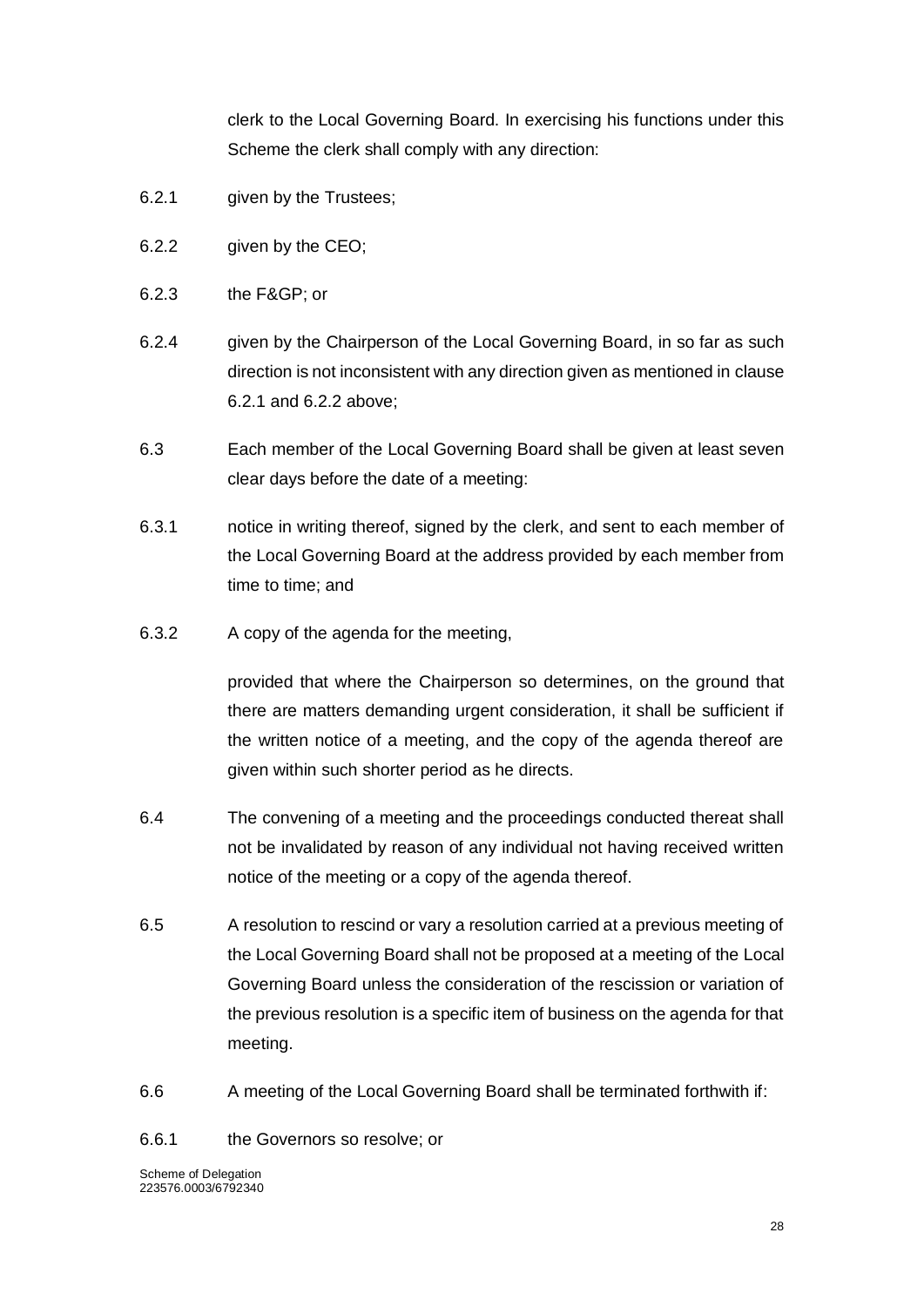clerk to the Local Governing Board. In exercising his functions under this Scheme the clerk shall comply with any direction:

6.2.1 given by the Trustees;

6.2.2 given by the CEO;

6.2.3 the F&GP; or

6.2.4 given by the Chairperson of the Local Governing Board, in so far as such direction is not inconsistent with any direction given as mentioned in clause 6.2.1 and 6.2.2 above;

6.3 Each member of the Local Governing Board shall be given at least seven clear days before the date of a meeting:

6.3.1 notice in writing thereof, signed by the clerk, and sent to each member of the Local Governing Board at the address provided by each member from time to time; and

6.3.2 A copy of the agenda for the meeting,

provided that where the Chairperson so determines, on the ground that there are matters demanding urgent consideration, it shall be sufficient if the written notice of a meeting, and the copy of the agenda thereof are given within such shorter period as he directs.

6.4 The convening of a meeting and the proceedings conducted thereat shall not be invalidated by reason of any individual not having received written notice of the meeting or a copy of the agenda thereof.

6.5 A resolution to rescind or vary a resolution carried at a previous meeting of the Local Governing Board shall not be proposed at a meeting of the Local Governing Board unless the consideration of the rescission or variation of the previous resolution is a specific item of business on the agenda for that meeting.

6.6 A meeting of the Local Governing Board shall be terminated forthwith if:

6.6.1 the Governors so resolve; or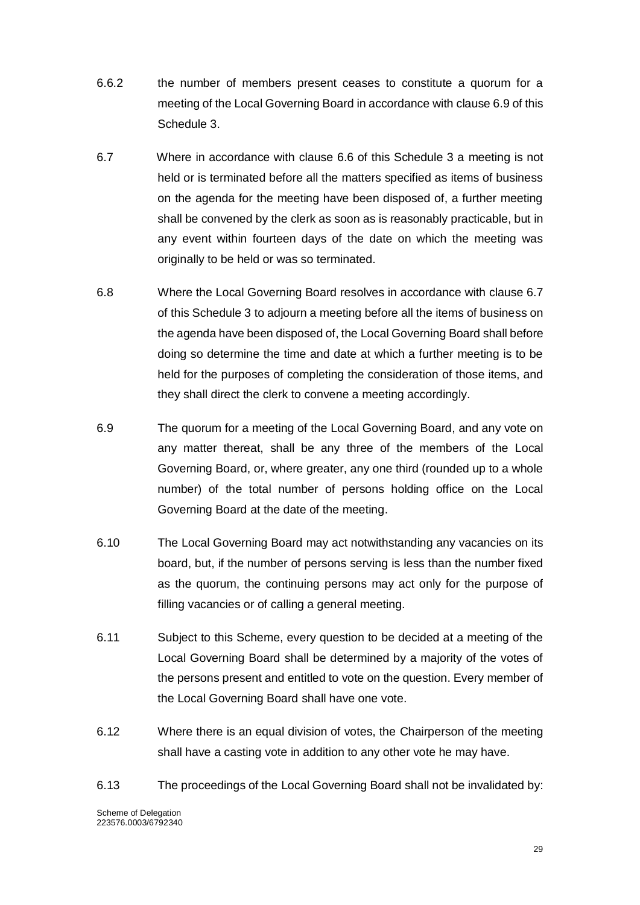6.6.2 the number of members present ceases to constitute a quorum for a meeting of the Local Governing Board in accordance with clause 6.9 of this Schedule 3.

6.7 Where in accordance with clause 6.6 of this Schedule 3 a meeting is not held or is terminated before all the matters specified as items of business on the agenda for the meeting have been disposed of, a further meeting shall be convened by the clerk as soon as is reasonably practicable, but in any event within fourteen days of the date on which the meeting was originally to be held or was so terminated.

6.8 Where the Local Governing Board resolves in accordance with clause 6.7 of this Schedule 3 to adjourn a meeting before all the items of business on the agenda have been disposed of, the Local Governing Board shall before doing so determine the time and date at which a further meeting is to be held for the purposes of completing the consideration of those items, and they shall direct the clerk to convene a meeting accordingly.

6.9 The quorum for a meeting of the Local Governing Board, and any vote on any matter thereat, shall be any three of the members of the Local Governing Board, or, where greater, any one third (rounded up to a whole number) of the total number of persons holding office on the Local Governing Board at the date of the meeting.

6.10 The Local Governing Board may act notwithstanding any vacancies on its board, but, if the number of persons serving is less than the number fixed as the quorum, the continuing persons may act only for the purpose of filling vacancies or of calling a general meeting.

6.11 Subject to this Scheme, every question to be decided at a meeting of the Local Governing Board shall be determined by a majority of the votes of the persons present and entitled to vote on the question. Every member of the Local Governing Board shall have one vote.

6.12 Where there is an equal division of votes, the Chairperson of the meeting shall have a casting vote in addition to any other vote he may have.

6.13 The proceedings of the Local Governing Board shall not be invalidated by: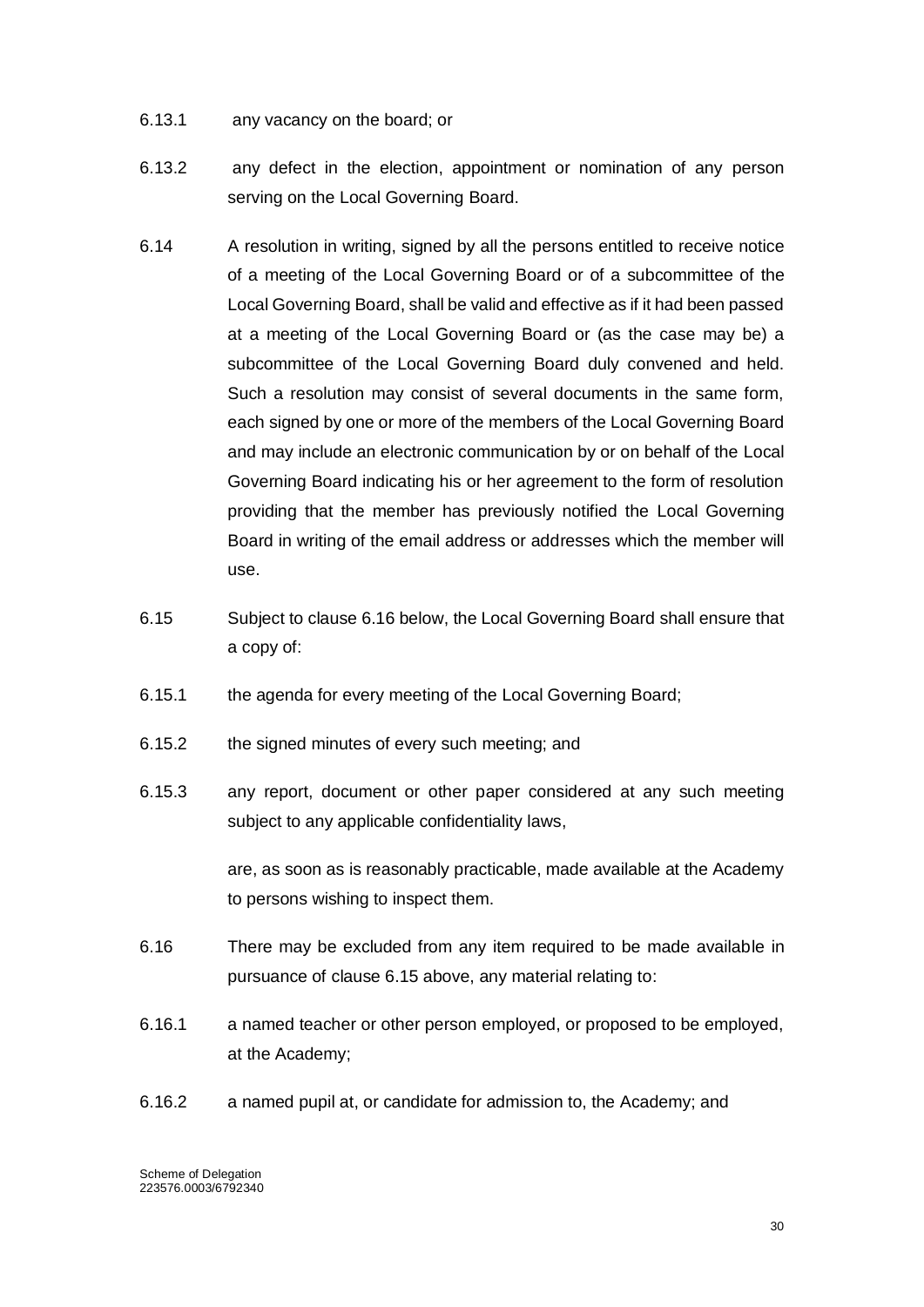6.13.1 any vacancy on the board; or

6.13.2 any defect in the election, appointment or nomination of any person serving on the Local Governing Board.

6.14 A resolution in writing, signed by all the persons entitled to receive notice of a meeting of the Local Governing Board or of a subcommittee of the Local Governing Board, shall be valid and effective as if it had been passed at a meeting of the Local Governing Board or (as the case may be) a subcommittee of the Local Governing Board duly convened and held. Such a resolution may consist of several documents in the same form, each signed by one or more of the members of the Local Governing Board and may include an electronic communication by or on behalf of the Local Governing Board indicating his or her agreement to the form of resolution providing that the member has previously notified the Local Governing Board in writing of the email address or addresses which the member will use.

6.15 Subject to clause 6.16 below, the Local Governing Board shall ensure that a copy of:

6.15.1 the agenda for every meeting of the Local Governing Board;

6.15.2 the signed minutes of every such meeting; and

6.15.3 any report, document or other paper considered at any such meeting subject to any applicable confidentiality laws,

are, as soon as is reasonably practicable, made available at the Academy to persons wishing to inspect them.

6.16 There may be excluded from any item required to be made available in pursuance of clause 6.15 above, any material relating to:

6.16.1 a named teacher or other person employed, or proposed to be employed, at the Academy;

6.16.2 a named pupil at, or candidate for admission to, the Academy; and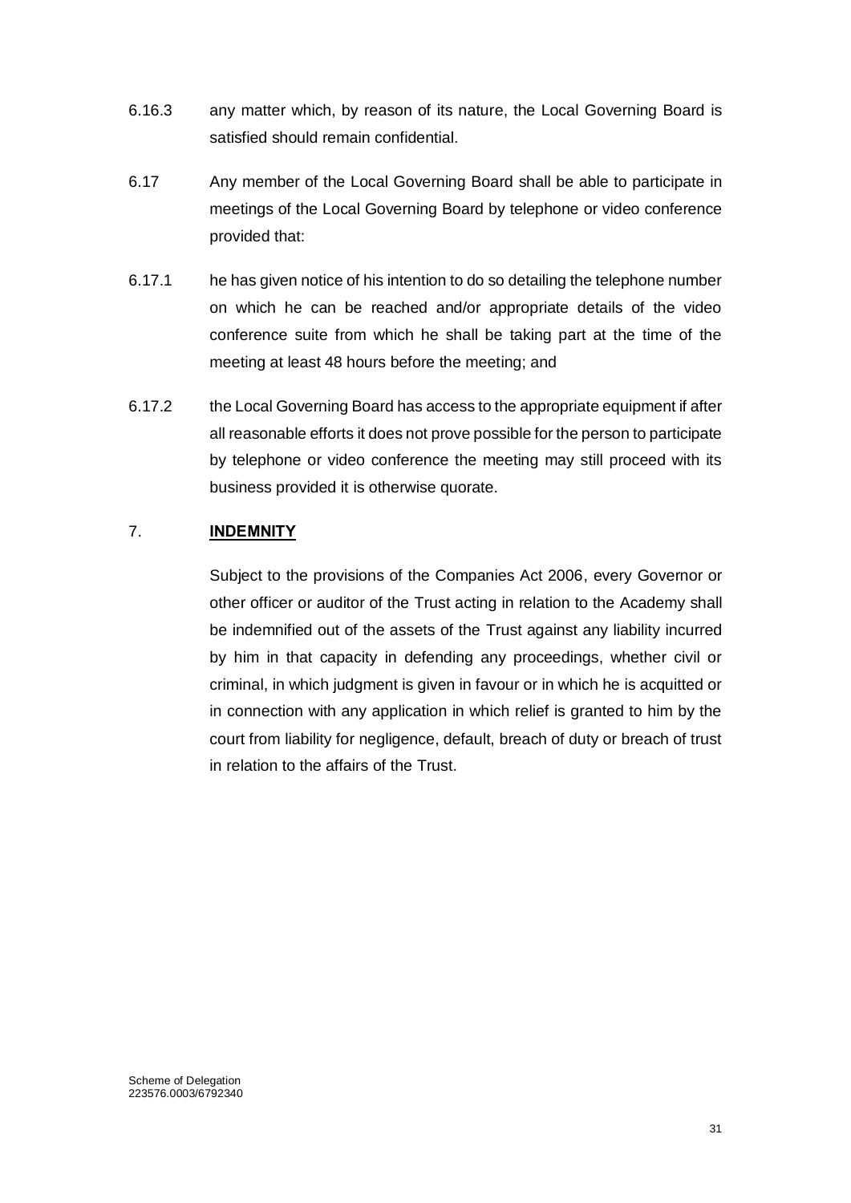6.16.3 any matter which, by reason of its nature, the Local Governing Board is satisfied should remain confidential.

6.17 Any member of the Local Governing Board shall be able to participate in meetings of the Local Governing Board by telephone or video conference provided that:

6.17.1 he has given notice of his intention to do so detailing the telephone number on which he can be reached and/or appropriate details of the video conference suite from which he shall be taking part at the time of the meeting at least 48 hours before the meeting; and

6.17.2 the Local Governing Board has access to the appropriate equipment if after all reasonable efforts it does not prove possible for the person to participate by telephone or video conference the meeting may still proceed with its business provided it is otherwise quorate.

## 7. INDEMNITY

Subject to the provisions of the Companies Act 2006, every Governor or other officer or auditor of the Trust acting in relation to the Academy shall be indemnified out of the assets of the Trust against any liability incurred by him in that capacity in defending any proceedings, whether civil or criminal, in which judgment is given in favour or in which he is acquitted or in connection with any application in which relief is granted to him by the court from liability for negligence, default, breach of duty or breach of trust in relation to the affairs of the Trust.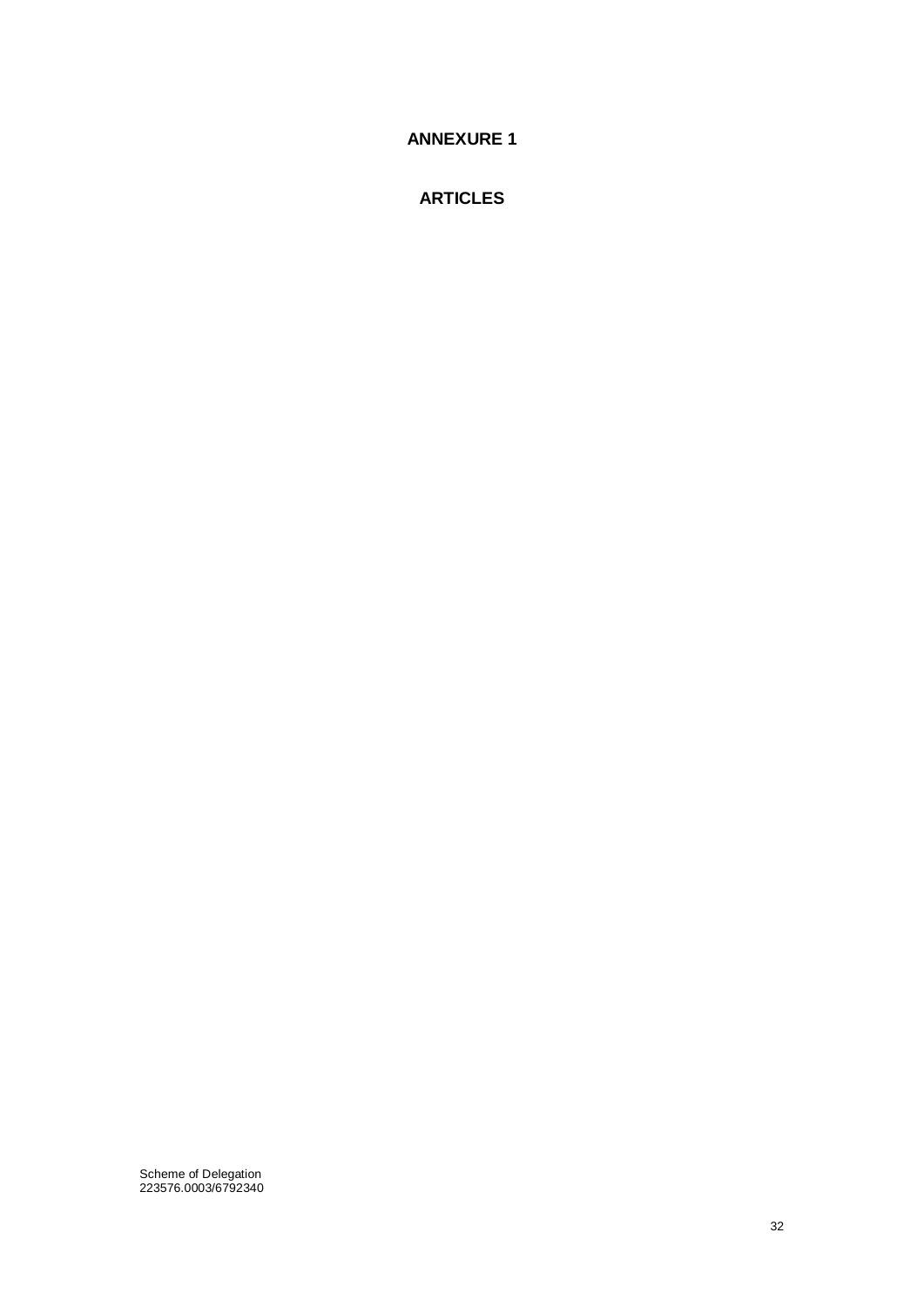# ANNEXURE 1

## ARTICLES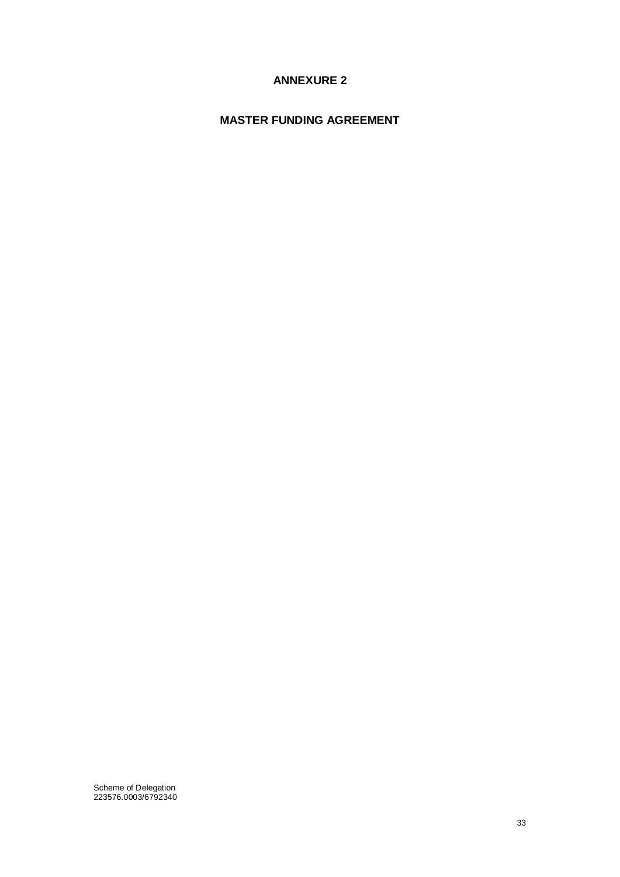# ANNEXURE 2

## MASTER FUNDING AGREEMENT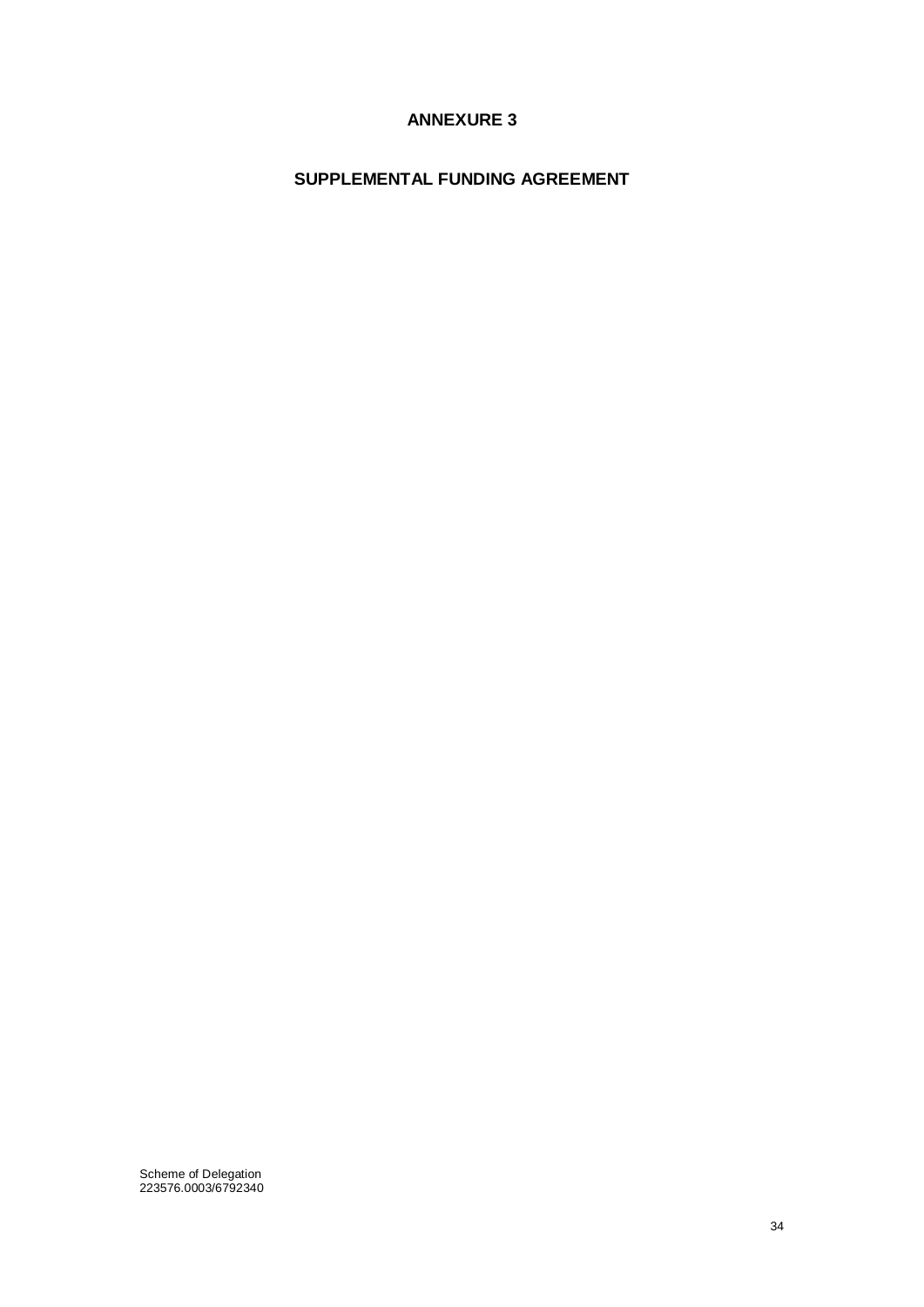# ANNEXURE 3

## SUPPLEMENTAL FUNDING AGREEMENT